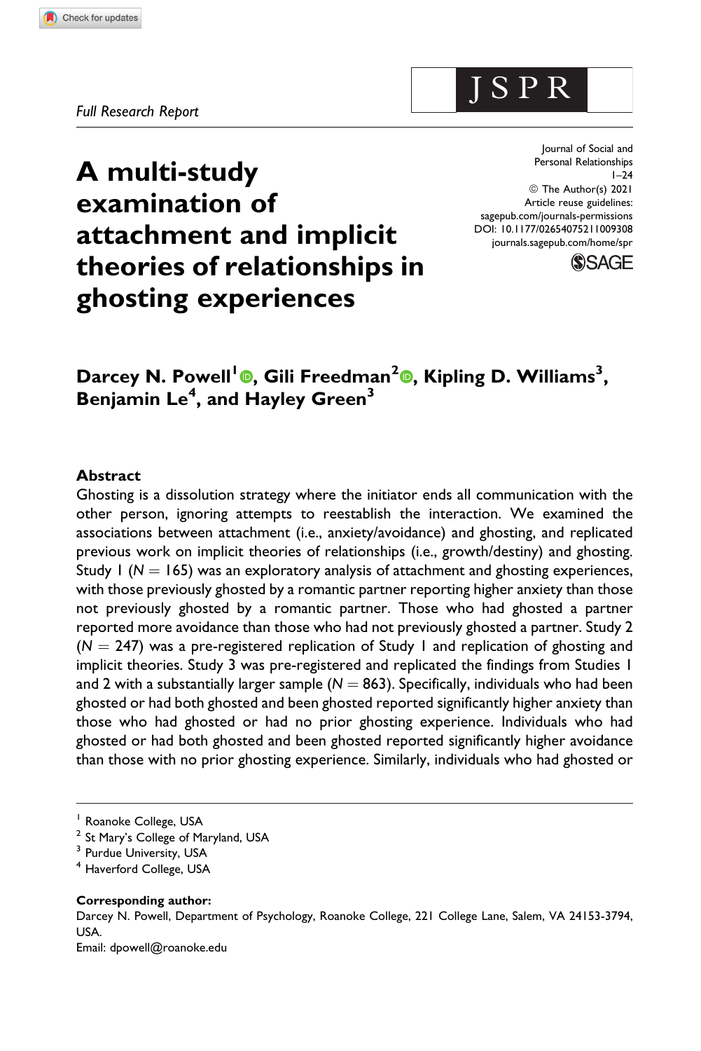Full Research Report

# A multi-study examination of attachment and implicit theories of relationships in ghosting experiences

Darcey N. Powell[1], Gili Freedman[2], Kipling D. Williams[3], Benjamin Le[4], and Hayley Green[3]

## Abstract

Ghosting is a dissolution strategy where the initiator ends all communication with the other person, ignoring attempts to reestablish the interaction. We examined the associations between attachment (i.e., anxiety/avoidance) and ghosting, and replicated previous work on implicit theories of relationships (i.e., growth/destiny) and ghosting. Study 1 ($N = 165$) was an exploratory analysis of attachment and ghosting experiences, with those previously ghosted by a romantic partner reporting higher anxiety than those not previously ghosted by a romantic partner. Those who had ghosted a partner reported more avoidance than those who had not previously ghosted a partner. Study 2 ($N = 247$) was a pre-registered replication of Study 1 and replication of ghosting and implicit theories. Study 3 was pre-registered and replicated the findings from Studies 1 and 2 with a substantially larger sample ($N = 863$). Specifically, individuals who had been ghosted or had both ghosted and been ghosted reported significantly higher anxiety than those who had ghosted or had no prior ghosting experience. Individuals who had ghosted or had both ghosted and been ghosted reported significantly higher avoidance than those with no prior ghosting experience. Similarly, individuals who had ghosted or

[1] Roanoke College, USA
[2] St Mary's College of Maryland, USA
[3] Purdue University, USA
[4] Haverford College, USA

**Corresponding author:**
Darcey N. Powell, Department of Psychology, Roanoke College, 221 College Lane, Salem, VA 24153-3794, USA.
Email: dpowell@roanoke.edu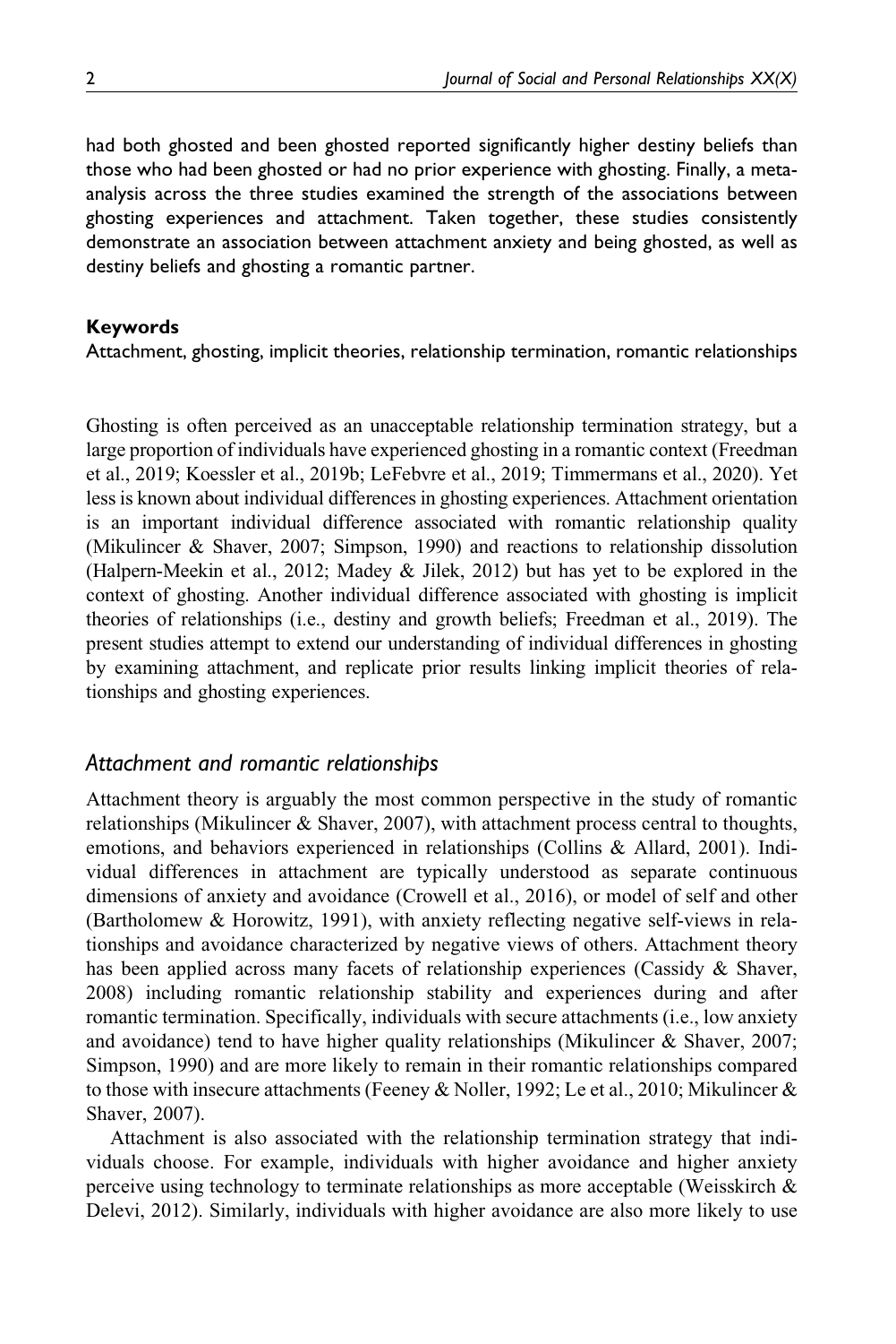had both ghosted and been ghosted reported significantly higher destiny beliefs than those who had been ghosted or had no prior experience with ghosting. Finally, a meta-analysis across the three studies examined the strength of the associations between ghosting experiences and attachment. Taken together, these studies consistently demonstrate an association between attachment anxiety and being ghosted, as well as destiny beliefs and ghosting a romantic partner.

#### Keywords

Attachment, ghosting, implicit theories, relationship termination, romantic relationships

Ghosting is often perceived as an unacceptable relationship termination strategy, but a large proportion of individuals have experienced ghosting in a romantic context (Freedman et al., 2019; Koessler et al., 2019b; LeFebvre et al., 2019; Timmermans et al., 2020). Yet less is known about individual differences in ghosting experiences. Attachment orientation is an important individual difference associated with romantic relationship quality (Mikulincer & Shaver, 2007; Simpson, 1990) and reactions to relationship dissolution (Halpern-Meekin et al., 2012; Madey & Jilek, 2012) but has yet to be explored in the context of ghosting. Another individual difference associated with ghosting is implicit theories of relationships (i.e., destiny and growth beliefs; Freedman et al., 2019). The present studies attempt to extend our understanding of individual differences in ghosting by examining attachment, and replicate prior results linking implicit theories of relationships and ghosting experiences.

## *Attachment and romantic relationships*

Attachment theory is arguably the most common perspective in the study of romantic relationships (Mikulincer & Shaver, 2007), with attachment process central to thoughts, emotions, and behaviors experienced in relationships (Collins & Allard, 2001). Individual differences in attachment are typically understood as separate continuous dimensions of anxiety and avoidance (Crowell et al., 2016), or model of self and other (Bartholomew & Horowitz, 1991), with anxiety reflecting negative self-views in relationships and avoidance characterized by negative views of others. Attachment theory has been applied across many facets of relationship experiences (Cassidy & Shaver, 2008) including romantic relationship stability and experiences during and after romantic termination. Specifically, individuals with secure attachments (i.e., low anxiety and avoidance) tend to have higher quality relationships (Mikulincer & Shaver, 2007; Simpson, 1990) and are more likely to remain in their romantic relationships compared to those with insecure attachments (Feeney & Noller, 1992; Le et al., 2010; Mikulincer & Shaver, 2007).

Attachment is also associated with the relationship termination strategy that individuals choose. For example, individuals with higher avoidance and higher anxiety perceive using technology to terminate relationships as more acceptable (Weisskirch & Delevi, 2012). Similarly, individuals with higher avoidance are also more likely to use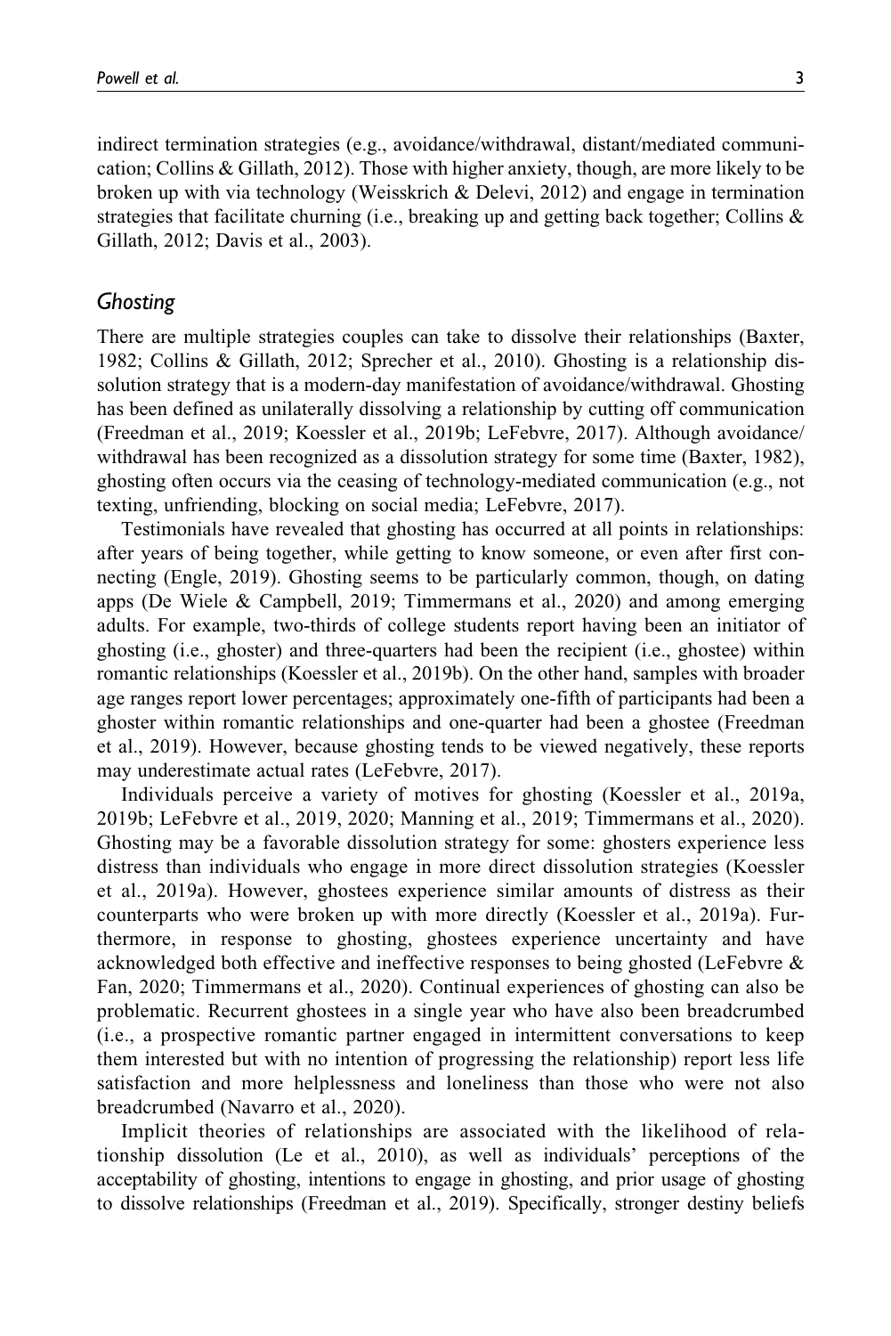indirect termination strategies (e.g., avoidance/withdrawal, distant/mediated communication; Collins & Gillath, 2012). Those with higher anxiety, though, are more likely to be broken up with via technology (Weisskrich & Delevi, 2012) and engage in termination strategies that facilitate churning (i.e., breaking up and getting back together; Collins & Gillath, 2012; Davis et al., 2003).

## *Ghosting*

There are multiple strategies couples can take to dissolve their relationships (Baxter, 1982; Collins & Gillath, 2012; Sprecher et al., 2010). Ghosting is a relationship dissolution strategy that is a modern-day manifestation of avoidance/withdrawal. Ghosting has been defined as unilaterally dissolving a relationship by cutting off communication (Freedman et al., 2019; Koessler et al., 2019b; LeFebvre, 2017). Although avoidance/withdrawal has been recognized as a dissolution strategy for some time (Baxter, 1982), ghosting often occurs via the ceasing of technology-mediated communication (e.g., not texting, unfriending, blocking on social media; LeFebvre, 2017).

Testimonials have revealed that ghosting has occurred at all points in relationships: after years of being together, while getting to know someone, or even after first connecting (Engle, 2019). Ghosting seems to be particularly common, though, on dating apps (De Wiele & Campbell, 2019; Timmermans et al., 2020) and among emerging adults. For example, two-thirds of college students report having been an initiator of ghosting (i.e., ghoster) and three-quarters had been the recipient (i.e., ghostee) within romantic relationships (Koessler et al., 2019b). On the other hand, samples with broader age ranges report lower percentages; approximately one-fifth of participants had been a ghoster within romantic relationships and one-quarter had been a ghostee (Freedman et al., 2019). However, because ghosting tends to be viewed negatively, these reports may underestimate actual rates (LeFebvre, 2017).

Individuals perceive a variety of motives for ghosting (Koessler et al., 2019a, 2019b; LeFebvre et al., 2019, 2020; Manning et al., 2019; Timmermans et al., 2020). Ghosting may be a favorable dissolution strategy for some: ghosters experience less distress than individuals who engage in more direct dissolution strategies (Koessler et al., 2019a). However, ghostees experience similar amounts of distress as their counterparts who were broken up with more directly (Koessler et al., 2019a). Furthermore, in response to ghosting, ghostees experience uncertainty and have acknowledged both effective and ineffective responses to being ghosted (LeFebvre & Fan, 2020; Timmermans et al., 2020). Continual experiences of ghosting can also be problematic. Recurrent ghostees in a single year who have also been breadcrumbed (i.e., a prospective romantic partner engaged in intermittent conversations to keep them interested but with no intention of progressing the relationship) report less life satisfaction and more helplessness and loneliness than those who were not also breadcrumbed (Navarro et al., 2020).

Implicit theories of relationships are associated with the likelihood of relationship dissolution (Le et al., 2010), as well as individuals' perceptions of the acceptability of ghosting, intentions to engage in ghosting, and prior usage of ghosting to dissolve relationships (Freedman et al., 2019). Specifically, stronger destiny beliefs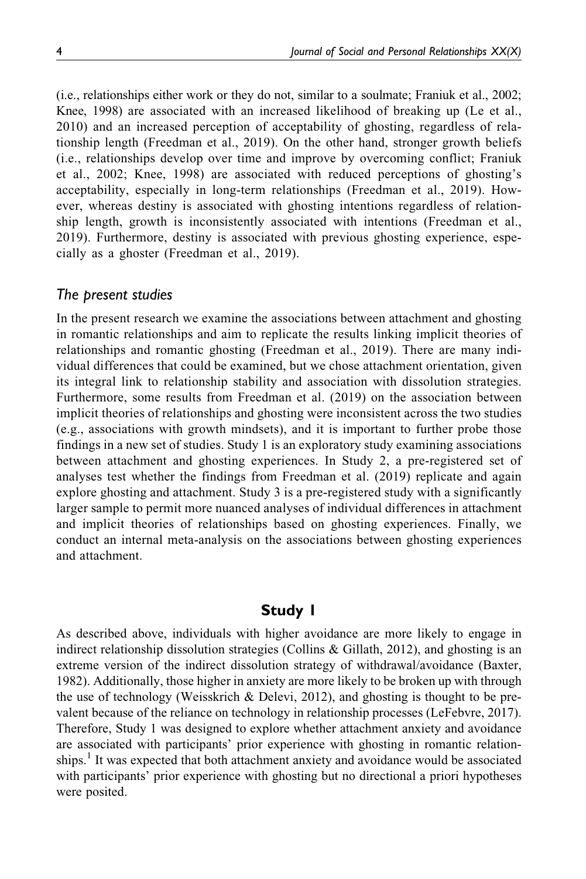(i.e., relationships either work or they do not, similar to a soulmate; Franiuk et al., 2002; Knee, 1998) are associated with an increased likelihood of breaking up (Le et al., 2010) and an increased perception of acceptability of ghosting, regardless of relationship length (Freedman et al., 2019). On the other hand, stronger growth beliefs (i.e., relationships develop over time and improve by overcoming conflict; Franiuk et al., 2002; Knee, 1998) are associated with reduced perceptions of ghosting's acceptability, especially in long-term relationships (Freedman et al., 2019). However, whereas destiny is associated with ghosting intentions regardless of relationship length, growth is inconsistently associated with intentions (Freedman et al., 2019). Furthermore, destiny is associated with previous ghosting experience, especially as a ghoster (Freedman et al., 2019).

### *The present studies*

In the present research we examine the associations between attachment and ghosting in romantic relationships and aim to replicate the results linking implicit theories of relationships and romantic ghosting (Freedman et al., 2019). There are many individual differences that could be examined, but we chose attachment orientation, given its integral link to relationship stability and association with dissolution strategies. Furthermore, some results from Freedman et al. (2019) on the association between implicit theories of relationships and ghosting were inconsistent across the two studies (e.g., associations with growth mindsets), and it is important to further probe those findings in a new set of studies. Study 1 is an exploratory study examining associations between attachment and ghosting experiences. In Study 2, a pre-registered set of analyses test whether the findings from Freedman et al. (2019) replicate and again explore ghosting and attachment. Study 3 is a pre-registered study with a significantly larger sample to permit more nuanced analyses of individual differences in attachment and implicit theories of relationships based on ghosting experiences. Finally, we conduct an internal meta-analysis on the associations between ghosting experiences and attachment.

## Study 1

As described above, individuals with higher avoidance are more likely to engage in indirect relationship dissolution strategies (Collins & Gillath, 2012), and ghosting is an extreme version of the indirect dissolution strategy of withdrawal/avoidance (Baxter, 1982). Additionally, those higher in anxiety are more likely to be broken up with through the use of technology (Weisskrich & Delevi, 2012), and ghosting is thought to be prevalent because of the reliance on technology in relationship processes (LeFebvre, 2017). Therefore, Study 1 was designed to explore whether attachment anxiety and avoidance are associated with participants' prior experience with ghosting in romantic relationships.[1] It was expected that both attachment anxiety and avoidance would be associated with participants' prior experience with ghosting but no directional a priori hypotheses were posited.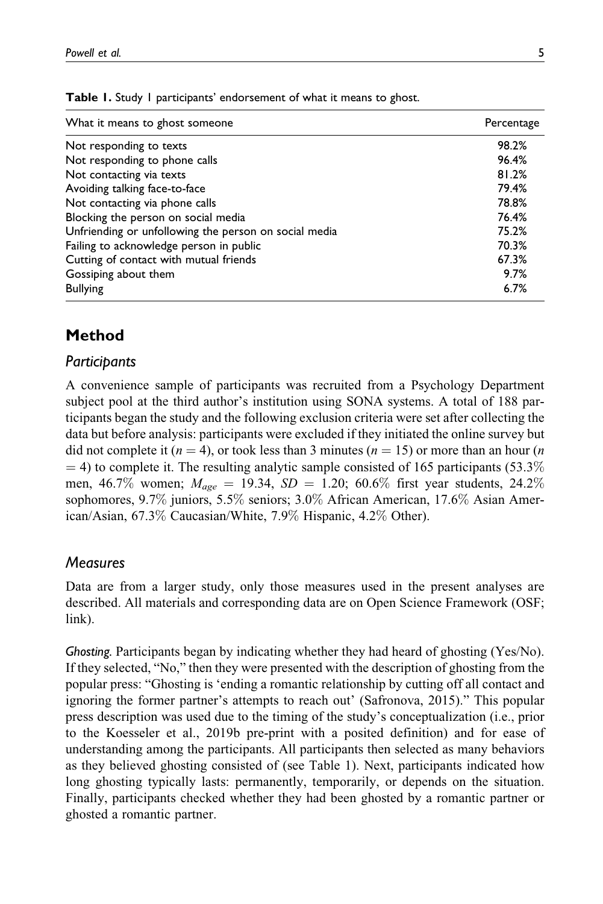**Table 1.** Study 1 participants' endorsement of what it means to ghost.

| What it means to ghost someone | Percentage |
| --- | --- |
| Not responding to texts | 98.2% |
| Not responding to phone calls | 96.4% |
| Not contacting via texts | 81.2% |
| Avoiding talking face-to-face | 79.4% |
| Not contacting via phone calls | 78.8% |
| Blocking the person on social media | 76.4% |
| Unfriending or unfollowing the person on social media | 75.2% |
| Failing to acknowledge person in public | 70.3% |
| Cutting of contact with mutual friends | 67.3% |
| Gossiping about them | 9.7% |
| Bullying | 6.7% |

## Method

### Participants

A convenience sample of participants was recruited from a Psychology Department subject pool at the third author's institution using SONA systems. A total of 188 participants began the study and the following exclusion criteria were set after collecting the data but before analysis: participants were excluded if they initiated the online survey but did not complete it ($n = 4$), or took less than 3 minutes ($n = 15$) or more than an hour ($n = 4$) to complete it. The resulting analytic sample consisted of 165 participants (53.3% men, 46.7% women; $M_{age} = 19.34$, $SD = 1.20$; 60.6% first year students, 24.2% sophomores, 9.7% juniors, 5.5% seniors; 3.0% African American, 17.6% Asian American/Asian, 67.3% Caucasian/White, 7.9% Hispanic, 4.2% Other).

### Measures

Data are from a larger study, only those measures used in the present analyses are described. All materials and corresponding data are on Open Science Framework (OSF; link).

*Ghosting.* Participants began by indicating whether they had heard of ghosting (Yes/No). If they selected, "No," then they were presented with the description of ghosting from the popular press: "Ghosting is 'ending a romantic relationship by cutting off all contact and ignoring the former partner's attempts to reach out' (Safronova, 2015)." This popular press description was used due to the timing of the study's conceptualization (i.e., prior to the Koesseler et al., 2019b pre-print with a posited definition) and for ease of understanding among the participants. All participants then selected as many behaviors as they believed ghosting consisted of (see Table 1). Next, participants indicated how long ghosting typically lasts: permanently, temporarily, or depends on the situation. Finally, participants checked whether they had been ghosted by a romantic partner or ghosted a romantic partner.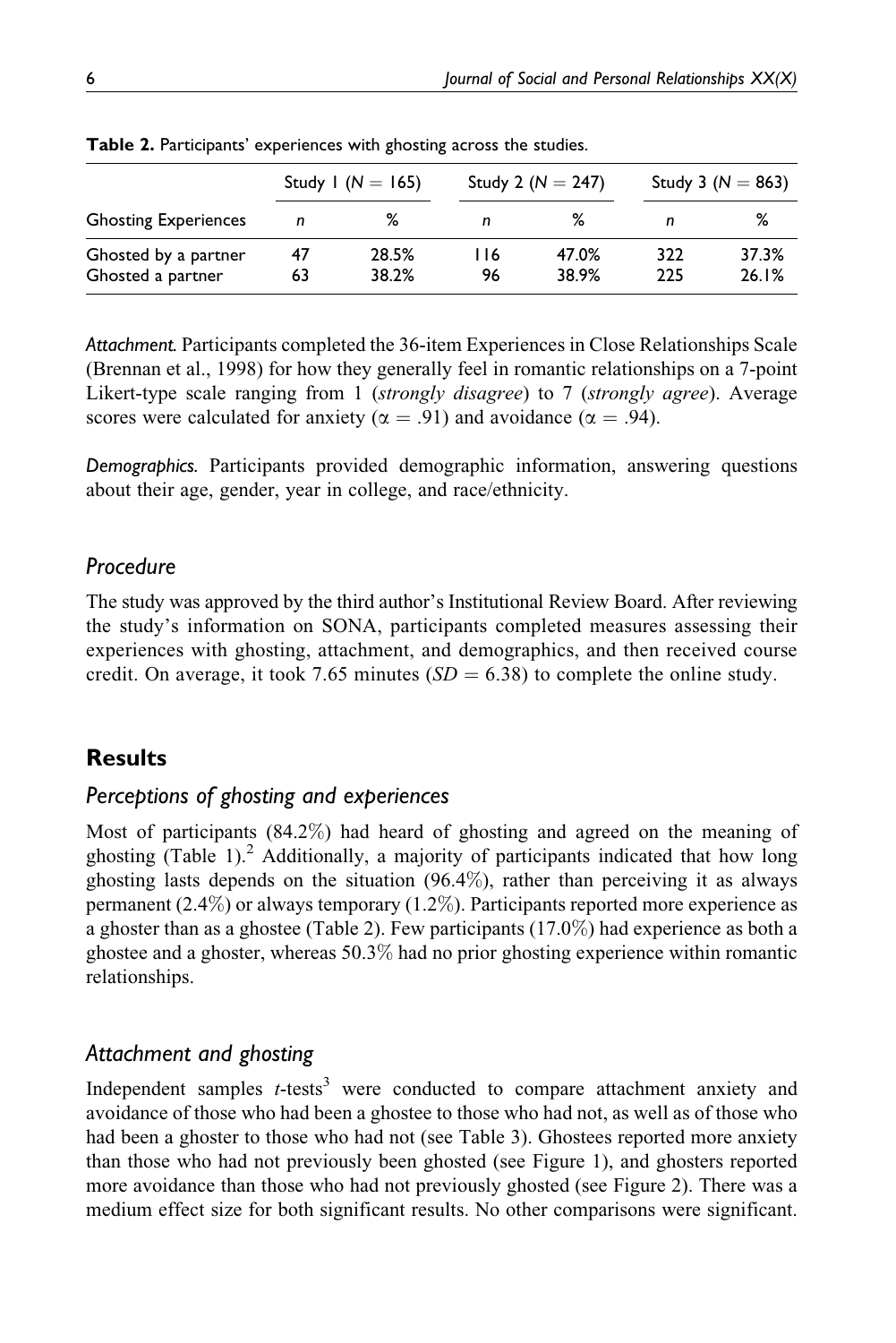**Table 2.** Participants' experiences with ghosting across the studies.

| | Study 1 ($N = 165$) | | Study 2 ($N = 247$) | | Study 3 ($N = 863$) | |
|---|---|---|---|---|---|---|
| Ghosting Experiences | *n* | % | *n* | % | *n* | % |
| Ghosted by a partner | 47 | 28.5% | 116 | 47.0% | 322 | 37.3% |
| Ghosted a partner | 63 | 38.2% | 96 | 38.9% | 225 | 26.1% |

*Attachment.* Participants completed the 36-item Experiences in Close Relationships Scale (Brennan et al., 1998) for how they generally feel in romantic relationships on a 7-point Likert-type scale ranging from 1 (*strongly disagree*) to 7 (*strongly agree*). Average scores were calculated for anxiety ($\alpha = .91$) and avoidance ($\alpha = .94$).

*Demographics.* Participants provided demographic information, answering questions about their age, gender, year in college, and race/ethnicity.

### Procedure

The study was approved by the third author's Institutional Review Board. After reviewing the study's information on SONA, participants completed measures assessing their experiences with ghosting, attachment, and demographics, and then received course credit. On average, it took 7.65 minutes ($SD = 6.38$) to complete the online study.

## Results

### Perceptions of ghosting and experiences

Most of participants (84.2%) had heard of ghosting and agreed on the meaning of ghosting (Table 1).[2] Additionally, a majority of participants indicated that how long ghosting lasts depends on the situation (96.4%), rather than perceiving it as always permanent (2.4%) or always temporary (1.2%). Participants reported more experience as a ghoster than as a ghostee (Table 2). Few participants (17.0%) had experience as both a ghostee and a ghoster, whereas 50.3% had no prior ghosting experience within romantic relationships.

### Attachment and ghosting

Independent samples *t*-tests[3] were conducted to compare attachment anxiety and avoidance of those who had been a ghostee to those who had not, as well as of those who had been a ghoster to those who had not (see Table 3). Ghostees reported more anxiety than those who had not previously been ghosted (see Figure 1), and ghosters reported more avoidance than those who had not previously ghosted (see Figure 2). There was a medium effect size for both significant results. No other comparisons were significant.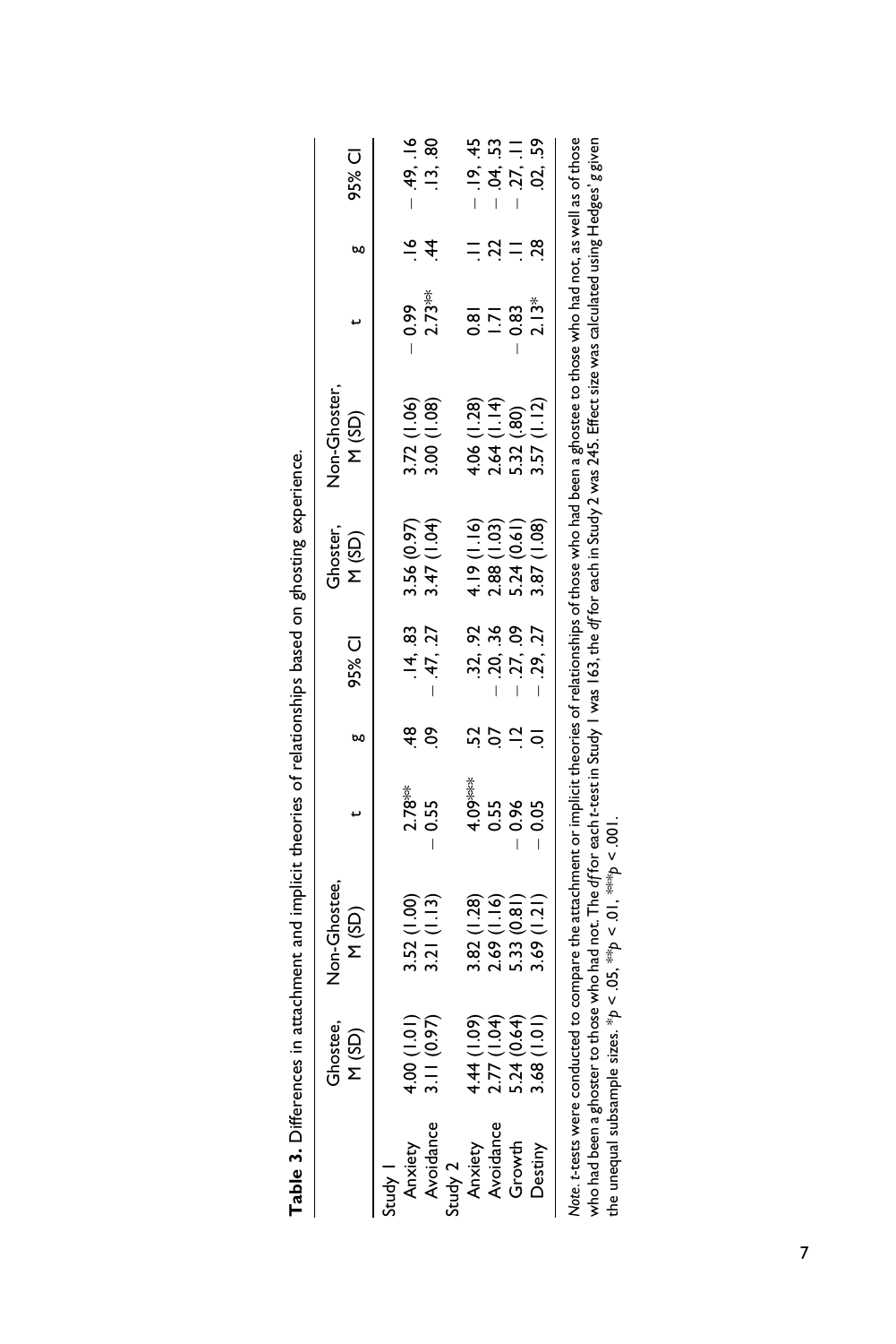**Table 3.** Differences in attachment and implicit theories of relationships based on ghosting experience.

| | Ghostee, M (SD) | Non-Ghostee, M (SD) | t | g | 95% CI | Ghoster, M (SD) | Non-Ghoster, M (SD) | t | g | 95% CI |
|---|---|---|---|---|---|---|---|---|---|---|
| Study 1 | | | | | | | | | | |
| Anxiety | 4.00 (1.01) | 3.52 (1.00) | 2.78** | .48 | .14, .83 | 3.56 (0.97) | 3.72 (1.06) | − 0.99 | .16 | − .49, .16 |
| Avoidance | 3.11 (0.97) | 3.21 (1.13) | − 0.55 | .09 | − .47, .27 | 3.47 (1.04) | 3.00 (1.08) | 2.73** | .44 | .13, .80 |
| Study 2 | | | | | | | | | | |
| Anxiety | 4.44 (1.09) | 3.82 (1.28) | 4.09*** | .52 | .32, .92 | 4.19 (1.16) | 4.06 (1.28) | 0.81 | .11 | − .19, .45 |
| Avoidance | 2.77 (1.04) | 2.69 (1.16) | 0.55 | .07 | − .20, .36 | 2.88 (1.03) | 2.64 (1.14) | 1.71 | .22 | − .04, .53 |
| Growth | 5.24 (0.64) | 5.33 (0.81) | − 0.96 | .12 | − .27, .09 | 5.24 (0.61) | 5.32 (.80) | − 0.83 | .11 | − .27, .11 |
| Destiny | 3.68 (1.01) | 3.69 (1.21) | − 0.05 | .01 | − .29, .27 | 3.87 (1.08) | 3.57 (1.12) | 2.13* | .28 | .02, .59 |

*Note. t*-tests were conducted to compare the attachment or implicit theories of relationships of those who had been a ghostee to those who had not, as well as of those who had been a ghoster to those who had not. The *df* for each *t*-test in Study 1 was 163, the *df* for each in Study 2 was 245. Effect size was calculated using Hedges' *g* given the unequal subsample sizes. *$p < .05$, **$p < .01$, ***$p < .001$.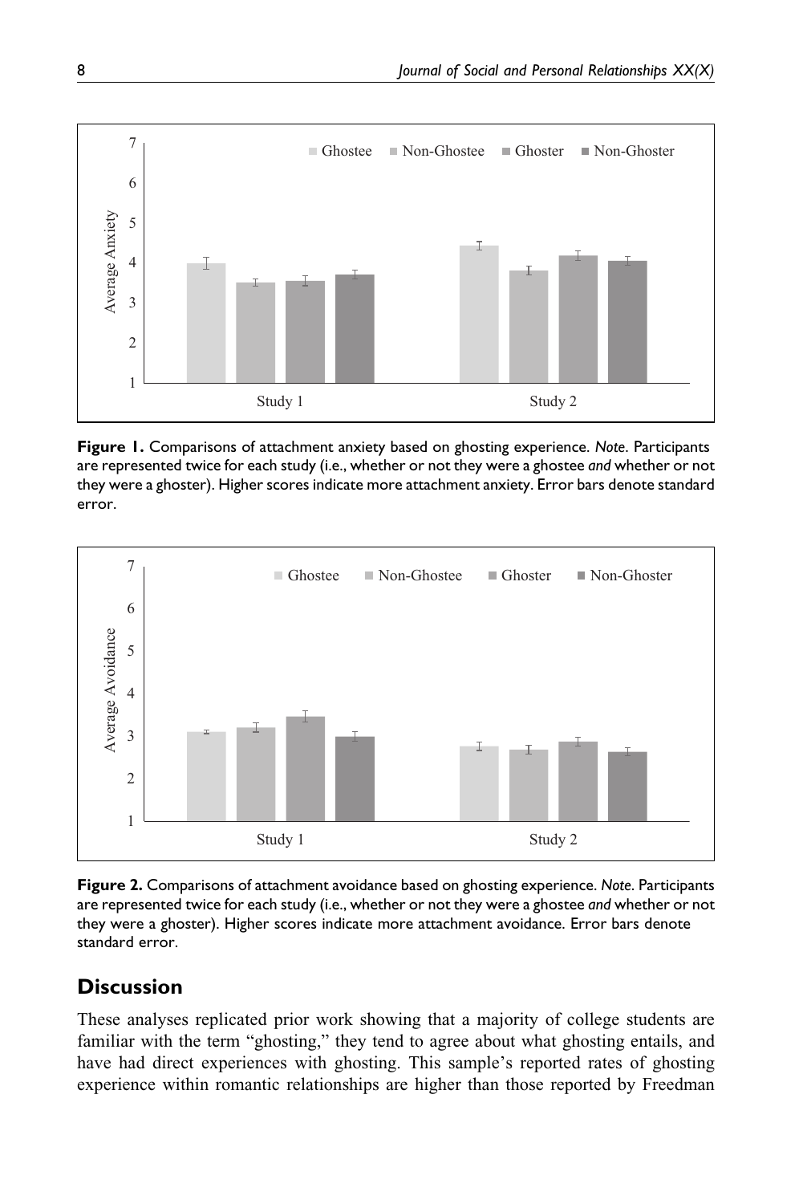**Figure 1.** Comparisons of attachment anxiety based on ghosting experience. *Note*. Participants are represented twice for each study (i.e., whether or not they were a ghostee *and* whether or not they were a ghoster). Higher scores indicate more attachment anxiety. Error bars denote standard error.

**Figure 2.** Comparisons of attachment avoidance based on ghosting experience. *Note*. Participants are represented twice for each study (i.e., whether or not they were a ghostee *and* whether or not they were a ghoster). Higher scores indicate more attachment avoidance. Error bars denote standard error.

## Discussion

These analyses replicated prior work showing that a majority of college students are familiar with the term "ghosting," they tend to agree about what ghosting entails, and have had direct experiences with ghosting. This sample's reported rates of ghosting experience within romantic relationships are higher than those reported by Freedman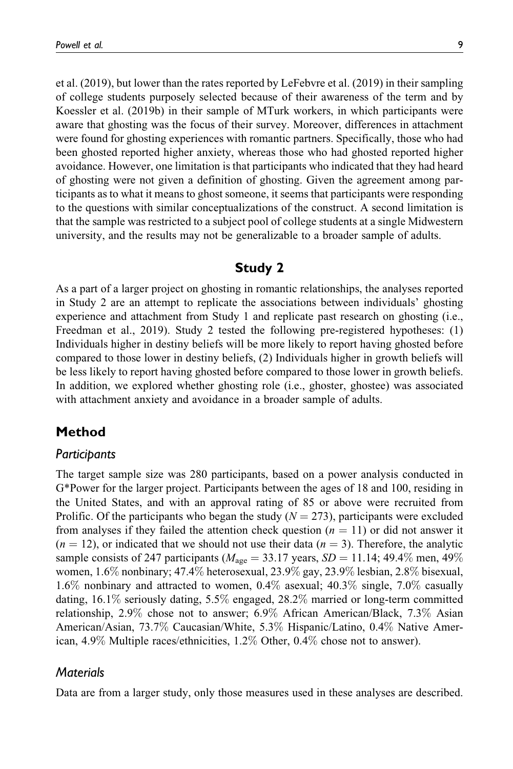et al. (2019), but lower than the rates reported by LeFebvre et al. (2019) in their sampling of college students purposely selected because of their awareness of the term and by Koessler et al. (2019b) in their sample of MTurk workers, in which participants were aware that ghosting was the focus of their survey. Moreover, differences in attachment were found for ghosting experiences with romantic partners. Specifically, those who had been ghosted reported higher anxiety, whereas those who had ghosted reported higher avoidance. However, one limitation is that participants who indicated that they had heard of ghosting were not given a definition of ghosting. Given the agreement among participants as to what it means to ghost someone, it seems that participants were responding to the questions with similar conceptualizations of the construct. A second limitation is that the sample was restricted to a subject pool of college students at a single Midwestern university, and the results may not be generalizable to a broader sample of adults.

# Study 2

As a part of a larger project on ghosting in romantic relationships, the analyses reported in Study 2 are an attempt to replicate the associations between individuals' ghosting experience and attachment from Study 1 and replicate past research on ghosting (i.e., Freedman et al., 2019). Study 2 tested the following pre-registered hypotheses: (1) Individuals higher in destiny beliefs will be more likely to report having ghosted before compared to those lower in destiny beliefs, (2) Individuals higher in growth beliefs will be less likely to report having ghosted before compared to those lower in growth beliefs. In addition, we explored whether ghosting role (i.e., ghoster, ghostee) was associated with attachment anxiety and avoidance in a broader sample of adults.

## Method

### *Participants*

The target sample size was 280 participants, based on a power analysis conducted in G*Power for the larger project. Participants between the ages of 18 and 100, residing in the United States, and with an approval rating of 85 or above were recruited from Prolific. Of the participants who began the study ($N = 273$), participants were excluded from analyses if they failed the attention check question ($n = 11$) or did not answer it ($n = 12$), or indicated that we should not use their data ($n = 3$). Therefore, the analytic sample consists of 247 participants ($M_{\text{age}} = 33.17$ years, $SD = 11.14$; 49.4% men, 49% women, 1.6% nonbinary; 47.4% heterosexual, 23.9% gay, 23.9% lesbian, 2.8% bisexual, 1.6% nonbinary and attracted to women, 0.4% asexual; 40.3% single, 7.0% casually dating, 16.1% seriously dating, 5.5% engaged, 28.2% married or long-term committed relationship, 2.9% chose not to answer; 6.9% African American/Black, 7.3% Asian American/Asian, 73.7% Caucasian/White, 5.3% Hispanic/Latino, 0.4% Native American, 4.9% Multiple races/ethnicities, 1.2% Other, 0.4% chose not to answer).

### *Materials*

Data are from a larger study, only those measures used in these analyses are described.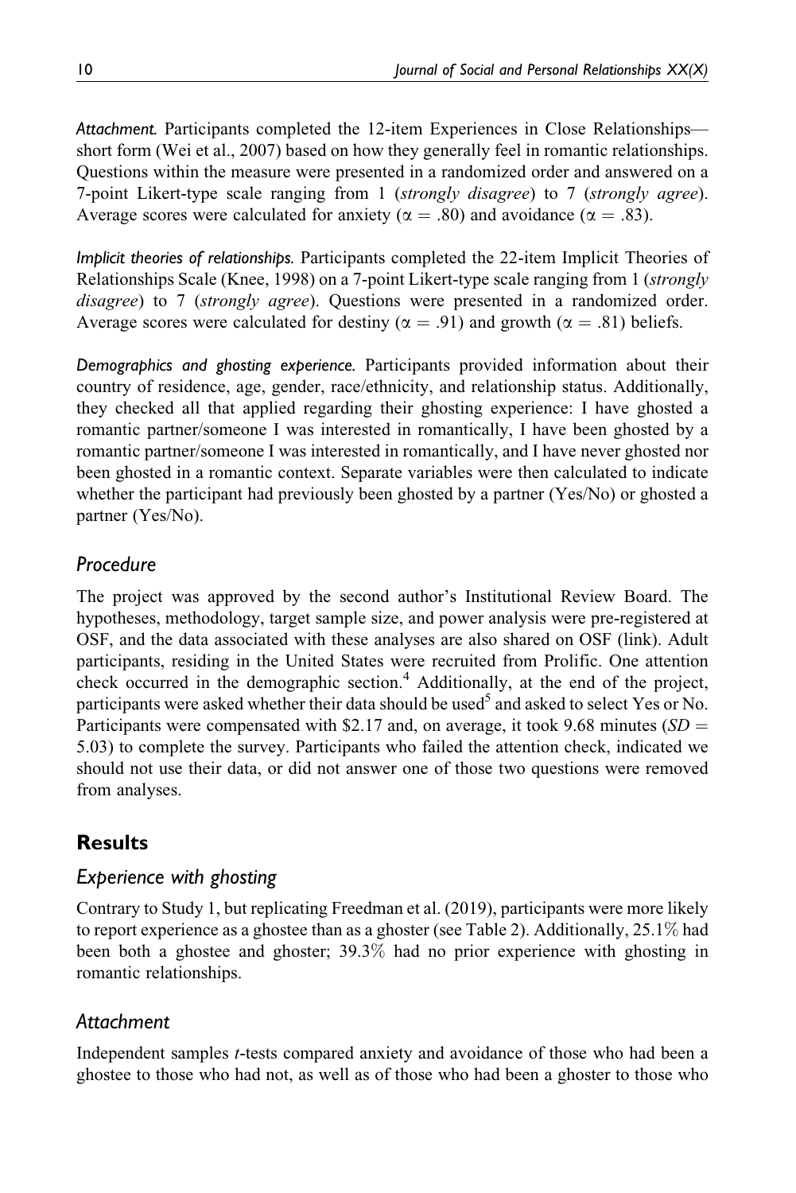*Attachment.* Participants completed the 12-item Experiences in Close Relationships—short form (Wei et al., 2007) based on how they generally feel in romantic relationships. Questions within the measure were presented in a randomized order and answered on a 7-point Likert-type scale ranging from 1 (*strongly disagree*) to 7 (*strongly agree*). Average scores were calculated for anxiety ($\alpha = .80$) and avoidance ($\alpha = .83$).

*Implicit theories of relationships.* Participants completed the 22-item Implicit Theories of Relationships Scale (Knee, 1998) on a 7-point Likert-type scale ranging from 1 (*strongly disagree*) to 7 (*strongly agree*). Questions were presented in a randomized order. Average scores were calculated for destiny ($\alpha = .91$) and growth ($\alpha = .81$) beliefs.

*Demographics and ghosting experience.* Participants provided information about their country of residence, age, gender, race/ethnicity, and relationship status. Additionally, they checked all that applied regarding their ghosting experience: I have ghosted a romantic partner/someone I was interested in romantically, I have been ghosted by a romantic partner/someone I was interested in romantically, and I have never ghosted nor been ghosted in a romantic context. Separate variables were then calculated to indicate whether the participant had previously been ghosted by a partner (Yes/No) or ghosted a partner (Yes/No).

## *Procedure*

The project was approved by the second author's Institutional Review Board. The hypotheses, methodology, target sample size, and power analysis were pre-registered at OSF, and the data associated with these analyses are also shared on OSF (link). Adult participants, residing in the United States were recruited from Prolific. One attention check occurred in the demographic section.[4] Additionally, at the end of the project, participants were asked whether their data should be used[5] and asked to select Yes or No. Participants were compensated with \$2.17 and, on average, it took 9.68 minutes ($SD =$ 5.03) to complete the survey. Participants who failed the attention check, indicated we should not use their data, or did not answer one of those two questions were removed from analyses.

# **Results**

## *Experience with ghosting*

Contrary to Study 1, but replicating Freedman et al. (2019), participants were more likely to report experience as a ghostee than as a ghoster (see Table 2). Additionally, 25.1% had been both a ghostee and ghoster; 39.3% had no prior experience with ghosting in romantic relationships.

## *Attachment*

Independent samples *t*-tests compared anxiety and avoidance of those who had been a ghostee to those who had not, as well as of those who had been a ghoster to those who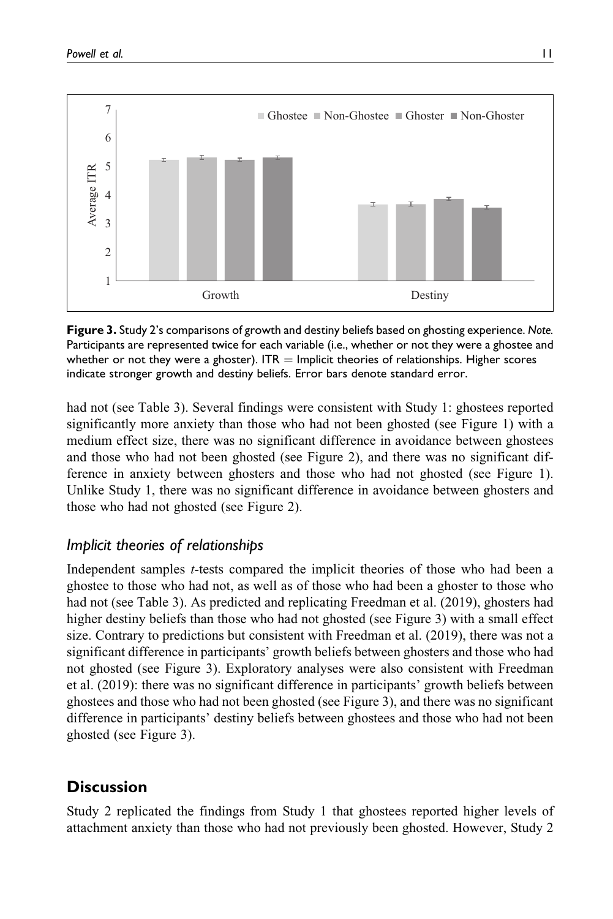Figure 3. Study 2's comparisons of growth and destiny beliefs based on ghosting experience. *Note.* Participants are represented twice for each variable (i.e., whether or not they were a ghostee and whether or not they were a ghoster). ITR = Implicit theories of relationships. Higher scores indicate stronger growth and destiny beliefs. Error bars denote standard error.

had not (see Table 3). Several findings were consistent with Study 1: ghostees reported significantly more anxiety than those who had not been ghosted (see Figure 1) with a medium effect size, there was no significant difference in avoidance between ghostees and those who had not been ghosted (see Figure 2), and there was no significant difference in anxiety between ghosters and those who had not ghosted (see Figure 1). Unlike Study 1, there was no significant difference in avoidance between ghosters and those who had not ghosted (see Figure 2).

### *Implicit theories of relationships*

Independent samples *t*-tests compared the implicit theories of those who had been a ghostee to those who had not, as well as of those who had been a ghoster to those who had not (see Table 3). As predicted and replicating Freedman et al. (2019), ghosters had higher destiny beliefs than those who had not ghosted (see Figure 3) with a small effect size. Contrary to predictions but consistent with Freedman et al. (2019), there was not a significant difference in participants' growth beliefs between ghosters and those who had not ghosted (see Figure 3). Exploratory analyses were also consistent with Freedman et al. (2019): there was no significant difference in participants' growth beliefs between ghostees and those who had not been ghosted (see Figure 3), and there was no significant difference in participants' destiny beliefs between ghostees and those who had not been ghosted (see Figure 3).

## Discussion

Study 2 replicated the findings from Study 1 that ghostees reported higher levels of attachment anxiety than those who had not previously been ghosted. However, Study 2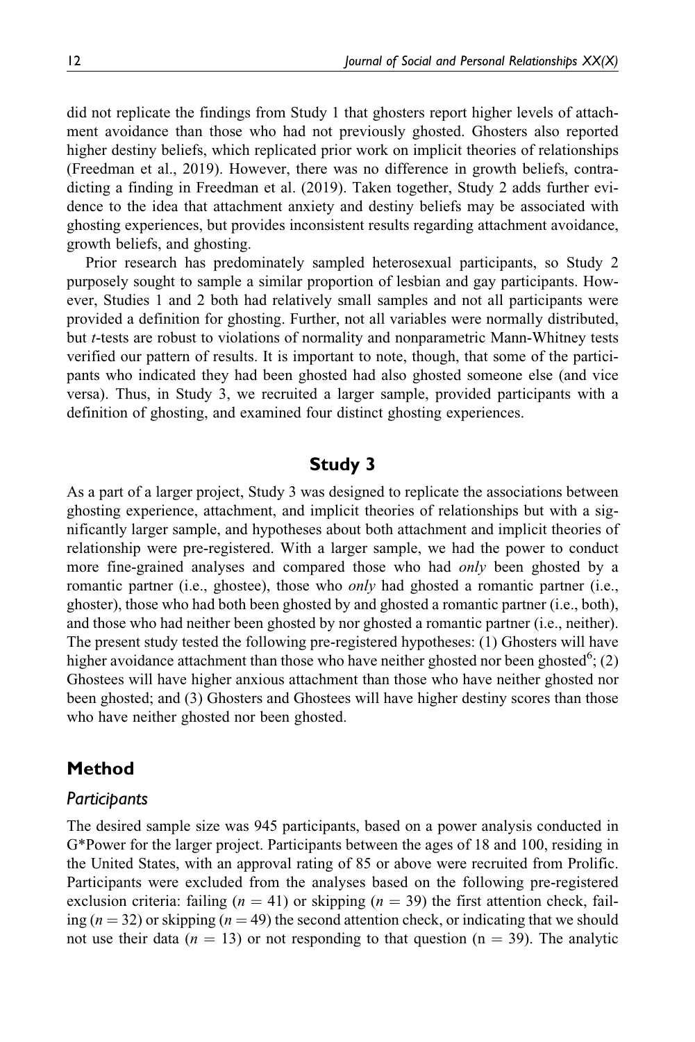did not replicate the findings from Study 1 that ghosters report higher levels of attachment avoidance than those who had not previously ghosted. Ghosters also reported higher destiny beliefs, which replicated prior work on implicit theories of relationships (Freedman et al., 2019). However, there was no difference in growth beliefs, contradicting a finding in Freedman et al. (2019). Taken together, Study 2 adds further evidence to the idea that attachment anxiety and destiny beliefs may be associated with ghosting experiences, but provides inconsistent results regarding attachment avoidance, growth beliefs, and ghosting.

Prior research has predominately sampled heterosexual participants, so Study 2 purposely sought to sample a similar proportion of lesbian and gay participants. However, Studies 1 and 2 both had relatively small samples and not all participants were provided a definition for ghosting. Further, not all variables were normally distributed, but *t*-tests are robust to violations of normality and nonparametric Mann-Whitney tests verified our pattern of results. It is important to note, though, that some of the participants who indicated they had been ghosted had also ghosted someone else (and vice versa). Thus, in Study 3, we recruited a larger sample, provided participants with a definition of ghosting, and examined four distinct ghosting experiences.

## Study 3

As a part of a larger project, Study 3 was designed to replicate the associations between ghosting experience, attachment, and implicit theories of relationships but with a significantly larger sample, and hypotheses about both attachment and implicit theories of relationship were pre-registered. With a larger sample, we had the power to conduct more fine-grained analyses and compared those who had *only* been ghosted by a romantic partner (i.e., ghostee), those who *only* had ghosted a romantic partner (i.e., ghoster), those who had both been ghosted by and ghosted a romantic partner (i.e., both), and those who had neither been ghosted by nor ghosted a romantic partner (i.e., neither). The present study tested the following pre-registered hypotheses: (1) Ghosters will have higher avoidance attachment than those who have neither ghosted nor been ghosted[6]; (2) Ghostees will have higher anxious attachment than those who have neither ghosted nor been ghosted; and (3) Ghosters and Ghostees will have higher destiny scores than those who have neither ghosted nor been ghosted.

### Method

#### Participants

The desired sample size was 945 participants, based on a power analysis conducted in G*Power for the larger project. Participants between the ages of 18 and 100, residing in the United States, with an approval rating of 85 or above were recruited from Prolific. Participants were excluded from the analyses based on the following pre-registered exclusion criteria: failing ($n = 41$) or skipping ($n = 39$) the first attention check, failing ($n = 32$) or skipping ($n = 49$) the second attention check, or indicating that we should not use their data ($n = 13$) or not responding to that question ($n = 39$). The analytic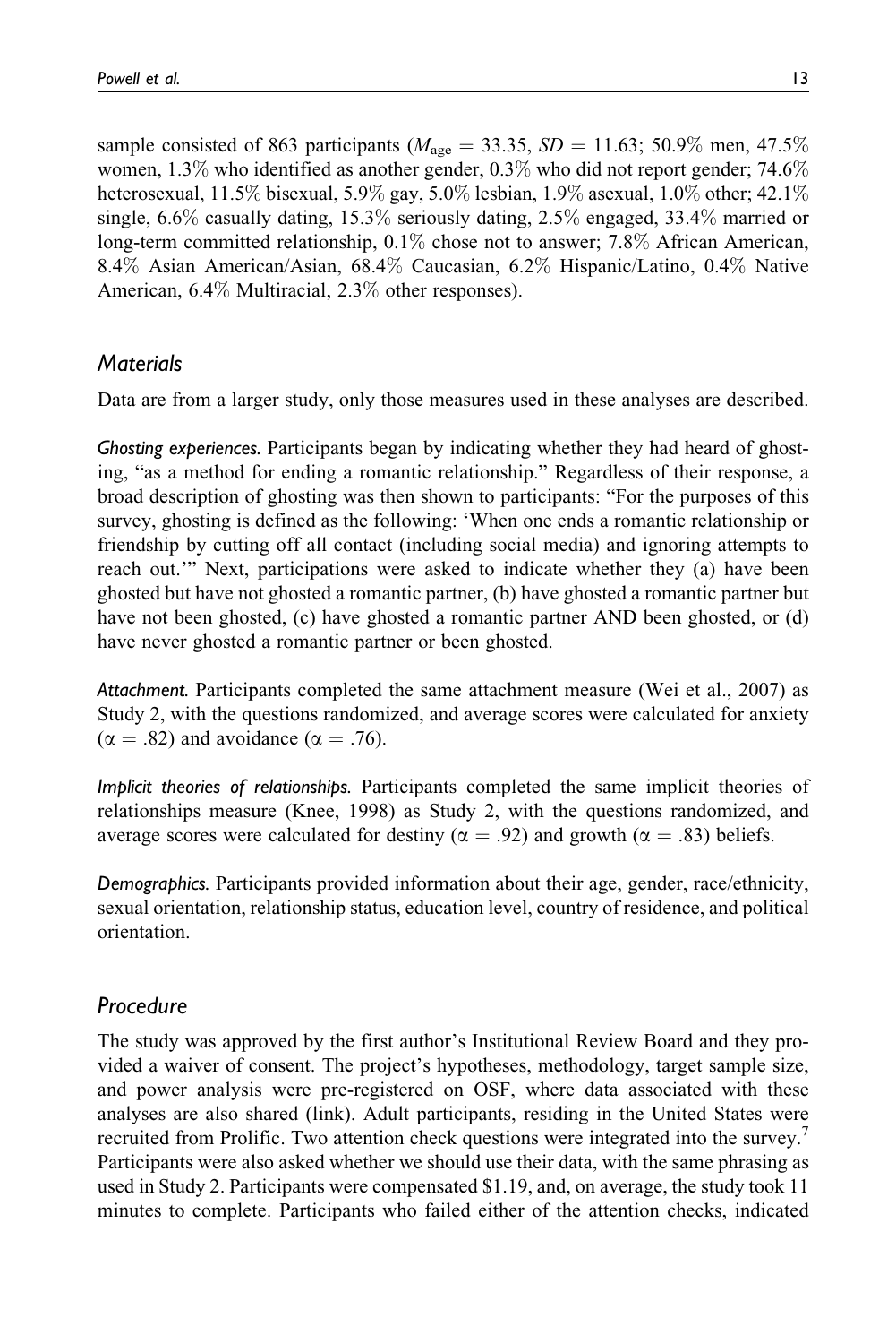sample consisted of 863 participants ($M_{\text{age}} = 33.35$, $SD = 11.63$; 50.9% men, 47.5% women, 1.3% who identified as another gender, 0.3% who did not report gender; 74.6% heterosexual, 11.5% bisexual, 5.9% gay, 5.0% lesbian, 1.9% asexual, 1.0% other; 42.1% single, 6.6% casually dating, 15.3% seriously dating, 2.5% engaged, 33.4% married or long-term committed relationship, 0.1% chose not to answer; 7.8% African American, 8.4% Asian American/Asian, 68.4% Caucasian, 6.2% Hispanic/Latino, 0.4% Native American, 6.4% Multiracial, 2.3% other responses).

## Materials

Data are from a larger study, only those measures used in these analyses are described.

*Ghosting experiences.* Participants began by indicating whether they had heard of ghosting, "as a method for ending a romantic relationship." Regardless of their response, a broad description of ghosting was then shown to participants: "For the purposes of this survey, ghosting is defined as the following: 'When one ends a romantic relationship or friendship by cutting off all contact (including social media) and ignoring attempts to reach out.'" Next, participations were asked to indicate whether they (a) have been ghosted but have not ghosted a romantic partner, (b) have ghosted a romantic partner but have not been ghosted, (c) have ghosted a romantic partner AND been ghosted, or (d) have never ghosted a romantic partner or been ghosted.

*Attachment.* Participants completed the same attachment measure (Wei et al., 2007) as Study 2, with the questions randomized, and average scores were calculated for anxiety ($\alpha = .82$) and avoidance ($\alpha = .76$).

*Implicit theories of relationships.* Participants completed the same implicit theories of relationships measure (Knee, 1998) as Study 2, with the questions randomized, and average scores were calculated for destiny ($\alpha = .92$) and growth ($\alpha = .83$) beliefs.

*Demographics.* Participants provided information about their age, gender, race/ethnicity, sexual orientation, relationship status, education level, country of residence, and political orientation.

## Procedure

The study was approved by the first author's Institutional Review Board and they provided a waiver of consent. The project's hypotheses, methodology, target sample size, and power analysis were pre-registered on OSF, where data associated with these analyses are also shared (link). Adult participants, residing in the United States were recruited from Prolific. Two attention check questions were integrated into the survey.[7] Participants were also asked whether we should use their data, with the same phrasing as used in Study 2. Participants were compensated \$1.19, and, on average, the study took 11 minutes to complete. Participants who failed either of the attention checks, indicated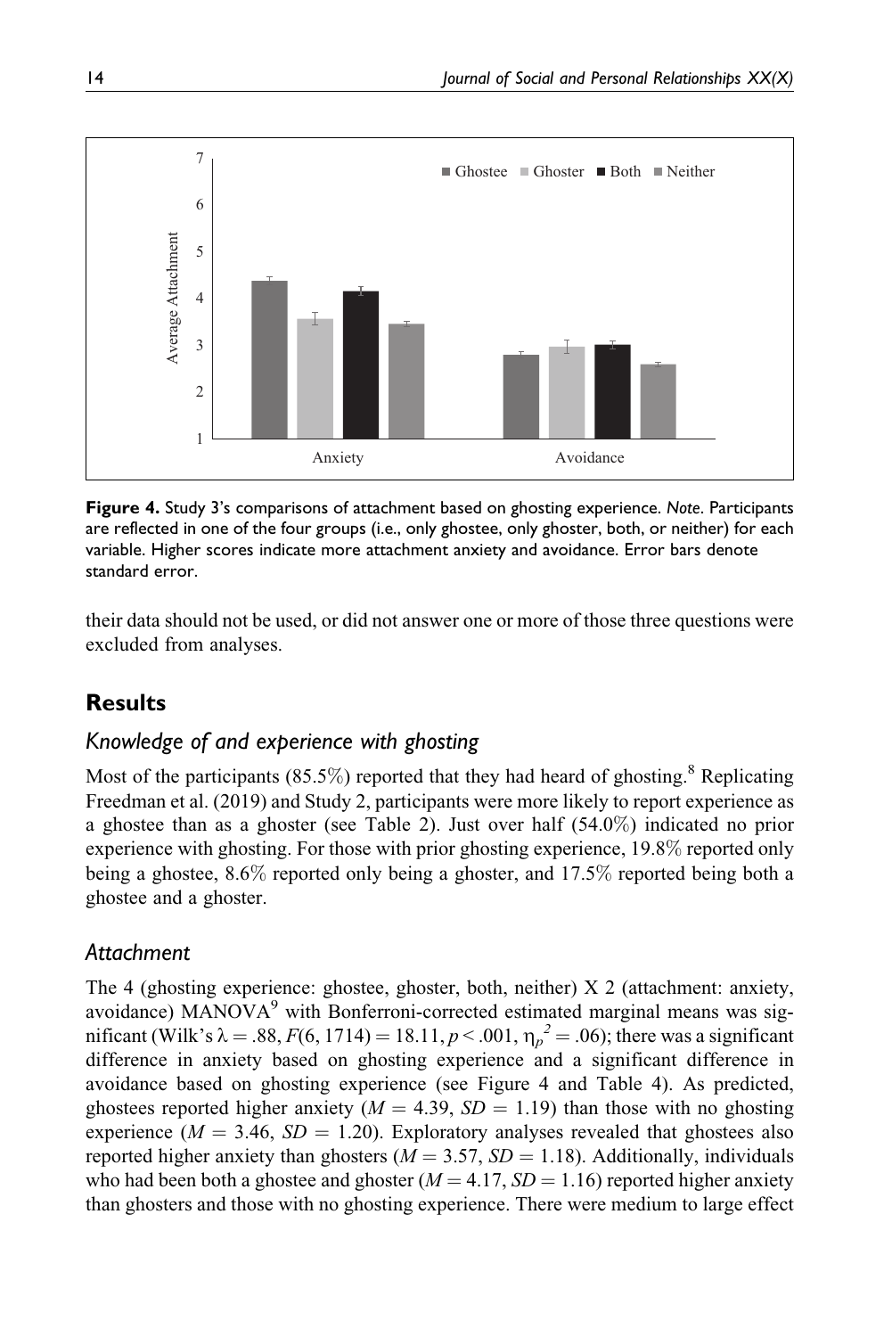**Figure 4.** Study 3's comparisons of attachment based on ghosting experience. *Note*. Participants are reflected in one of the four groups (i.e., only ghostee, only ghoster, both, or neither) for each variable. Higher scores indicate more attachment anxiety and avoidance. Error bars denote standard error.

their data should not be used, or did not answer one or more of those three questions were excluded from analyses.

## Results

### Knowledge of and experience with ghosting

Most of the participants (85.5%) reported that they had heard of ghosting.[8] Replicating Freedman et al. (2019) and Study 2, participants were more likely to report experience as a ghostee than as a ghoster (see Table 2). Just over half (54.0%) indicated no prior experience with ghosting. For those with prior ghosting experience, 19.8% reported only being a ghostee, 8.6% reported only being a ghoster, and 17.5% reported being both a ghostee and a ghoster.

### Attachment

The 4 (ghosting experience: ghostee, ghoster, both, neither) X 2 (attachment: anxiety, avoidance) MANOVA[9] with Bonferroni-corrected estimated marginal means was significant (Wilk's $\lambda = .88$, $F(6, 1714) = 18.11$, $p < .001$, $\eta_p^2 = .06$); there was a significant difference in anxiety based on ghosting experience and a significant difference in avoidance based on ghosting experience (see Figure 4 and Table 4). As predicted, ghostees reported higher anxiety ($M = 4.39$, $SD = 1.19$) than those with no ghosting experience ($M = 3.46$, $SD = 1.20$). Exploratory analyses revealed that ghostees also reported higher anxiety than ghosters ($M = 3.57$, $SD = 1.18$). Additionally, individuals who had been both a ghostee and ghoster ($M = 4.17$, $SD = 1.16$) reported higher anxiety than ghosters and those with no ghosting experience. There were medium to large effect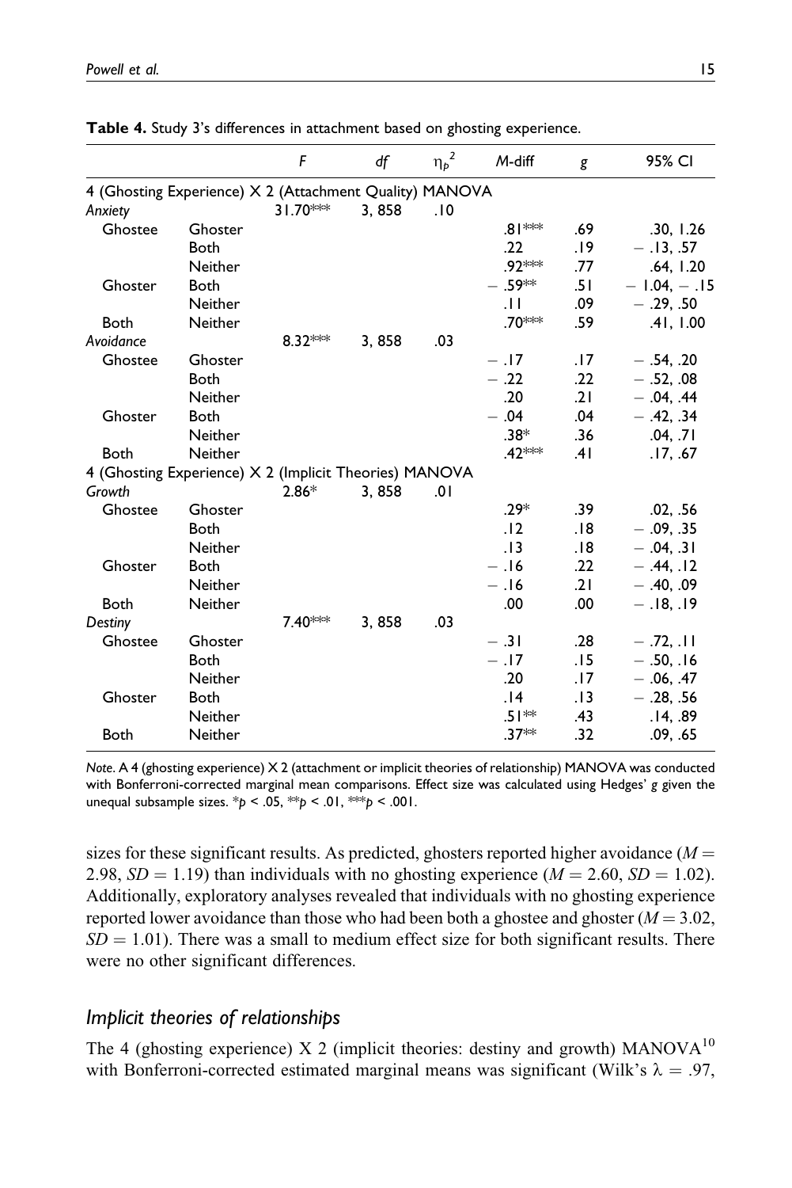**Table 4.** Study 3's differences in attachment based on ghosting experience.

| | | $F$ | $df$ | $\eta_p^2$ | M-diff | $g$ | 95% CI |
|---|---|---|---|---|---|---|---|
| 4 (Ghosting Experience) X 2 (Attachment Quality) MANOVA | | | | | | | |
| *Anxiety* | | 31.70*** | 3, 858 | .10 | | | |
| Ghostee | Ghoster | | | | .81*** | .69 | .30, 1.26 |
| | Both | | | | .22 | .19 | − .13, .57 |
| | Neither | | | | .92*** | .77 | .64, 1.20 |
| Ghoster | Both | | | | − .59** | .51 | − 1.04, − .15 |
| | Neither | | | | .11 | .09 | − .29, .50 |
| Both | Neither | | | | .70*** | .59 | .41, 1.00 |
| *Avoidance* | | 8.32*** | 3, 858 | .03 | | | |
| Ghostee | Ghoster | | | | − .17 | .17 | − .54, .20 |
| | Both | | | | − .22 | .22 | − .52, .08 |
| | Neither | | | | .20 | .21 | − .04, .44 |
| Ghoster | Both | | | | − .04 | .04 | − .42, .34 |
| | Neither | | | | .38* | .36 | .04, .71 |
| Both | Neither | | | | .42*** | .41 | .17, .67 |
| 4 (Ghosting Experience) X 2 (Implicit Theories) MANOVA | | | | | | | |
| *Growth* | | 2.86* | 3, 858 | .01 | | | |
| Ghostee | Ghoster | | | | .29* | .39 | .02, .56 |
| | Both | | | | .12 | .18 | − .09, .35 |
| | Neither | | | | .13 | .18 | − .04, .31 |
| Ghoster | Both | | | | − .16 | .22 | − .44, .12 |
| | Neither | | | | − .16 | .21 | − .40, .09 |
| Both | Neither | | | | .00 | .00 | − .18, .19 |
| *Destiny* | | 7.40*** | 3, 858 | .03 | | | |
| Ghostee | Ghoster | | | | − .31 | .28 | − .72, .11 |
| | Both | | | | − .17 | .15 | − .50, .16 |
| | Neither | | | | .20 | .17 | − .06, .47 |
| Ghoster | Both | | | | .14 | .13 | − .28, .56 |
| | Neither | | | | .51** | .43 | .14, .89 |
| Both | Neither | | | | .37** | .32 | .09, .65 |

*Note*. A 4 (ghosting experience) X 2 (attachment or implicit theories of relationship) MANOVA was conducted with Bonferroni-corrected marginal mean comparisons. Effect size was calculated using Hedges' $g$ given the unequal subsample sizes. *$p < .05$, **$p < .01$, ***$p < .001$.

sizes for these significant results. As predicted, ghosters reported higher avoidance ($M = 2.98$, $SD = 1.19$) than individuals with no ghosting experience ($M = 2.60$, $SD = 1.02$). Additionally, exploratory analyses revealed that individuals with no ghosting experience reported lower avoidance than those who had been both a ghostee and ghoster ($M = 3.02$, $SD = 1.01$). There was a small to medium effect size for both significant results. There were no other significant differences.

## *Implicit theories of relationships*

The 4 (ghosting experience) X 2 (implicit theories: destiny and growth) MANOVA[10] with Bonferroni-corrected estimated marginal means was significant (Wilk's $\lambda = .97$,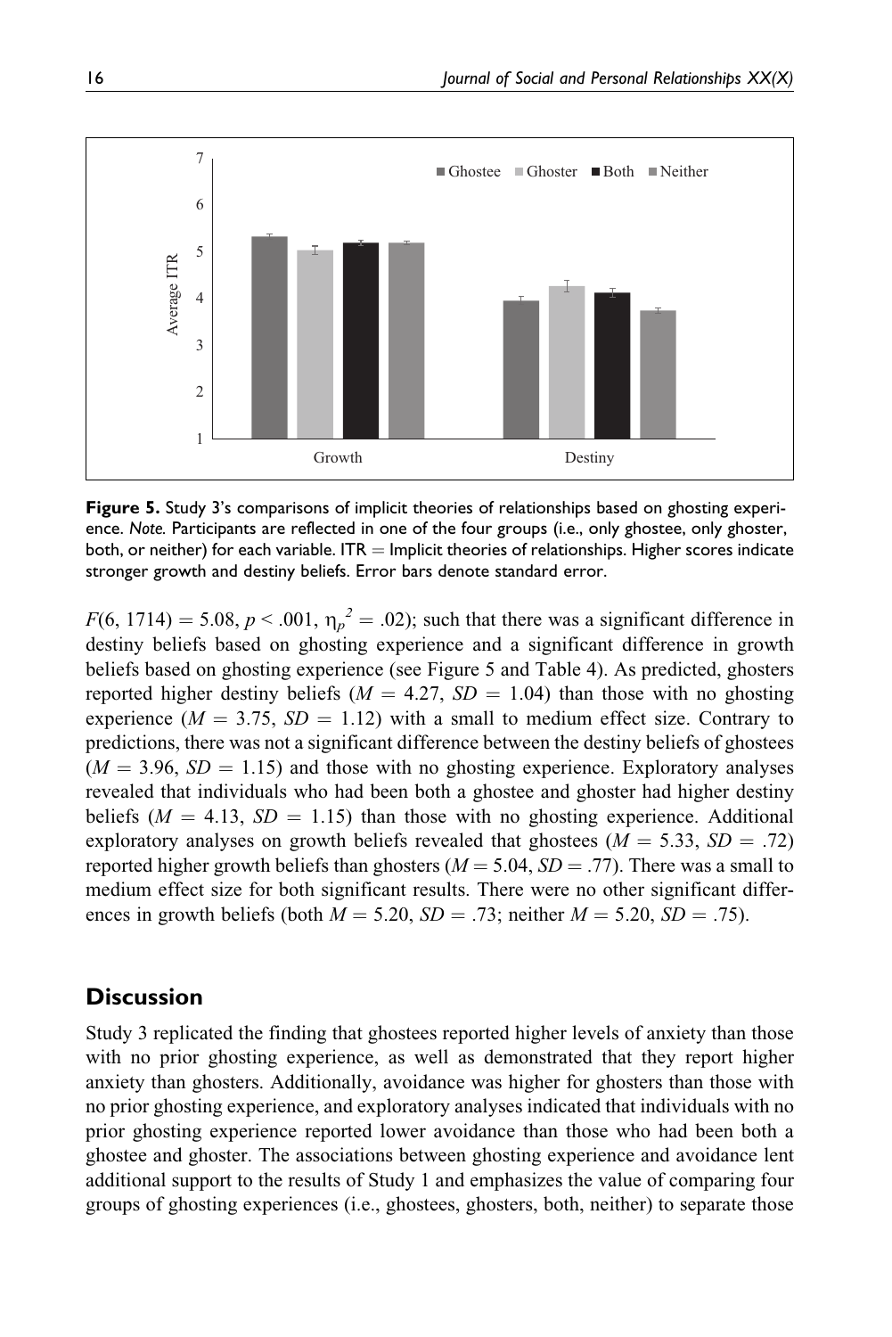**Figure 5.** Study 3's comparisons of implicit theories of relationships based on ghosting experience. *Note.* Participants are reflected in one of the four groups (i.e., only ghostee, only ghoster, both, or neither) for each variable. ITR = Implicit theories of relationships. Higher scores indicate stronger growth and destiny beliefs. Error bars denote standard error.

$F(6, 1714) = 5.08$, $p < .001$, $\eta_p^2 = .02$); such that there was a significant difference in destiny beliefs based on ghosting experience and a significant difference in growth beliefs based on ghosting experience (see Figure 5 and Table 4). As predicted, ghosters reported higher destiny beliefs ($M = 4.27$, $SD = 1.04$) than those with no ghosting experience ($M = 3.75$, $SD = 1.12$) with a small to medium effect size. Contrary to predictions, there was not a significant difference between the destiny beliefs of ghostees ($M = 3.96$, $SD = 1.15$) and those with no ghosting experience. Exploratory analyses revealed that individuals who had been both a ghostee and ghoster had higher destiny beliefs ($M = 4.13$, $SD = 1.15$) than those with no ghosting experience. Additional exploratory analyses on growth beliefs revealed that ghostees ($M = 5.33$, $SD = .72$) reported higher growth beliefs than ghosters ($M = 5.04$, $SD = .77$). There was a small to medium effect size for both significant results. There were no other significant differences in growth beliefs (both $M = 5.20$, $SD = .73$; neither $M = 5.20$, $SD = .75$).

## Discussion

Study 3 replicated the finding that ghostees reported higher levels of anxiety than those with no prior ghosting experience, as well as demonstrated that they report higher anxiety than ghosters. Additionally, avoidance was higher for ghosters than those with no prior ghosting experience, and exploratory analyses indicated that individuals with no prior ghosting experience reported lower avoidance than those who had been both a ghostee and ghoster. The associations between ghosting experience and avoidance lent additional support to the results of Study 1 and emphasizes the value of comparing four groups of ghosting experiences (i.e., ghostees, ghosters, both, neither) to separate those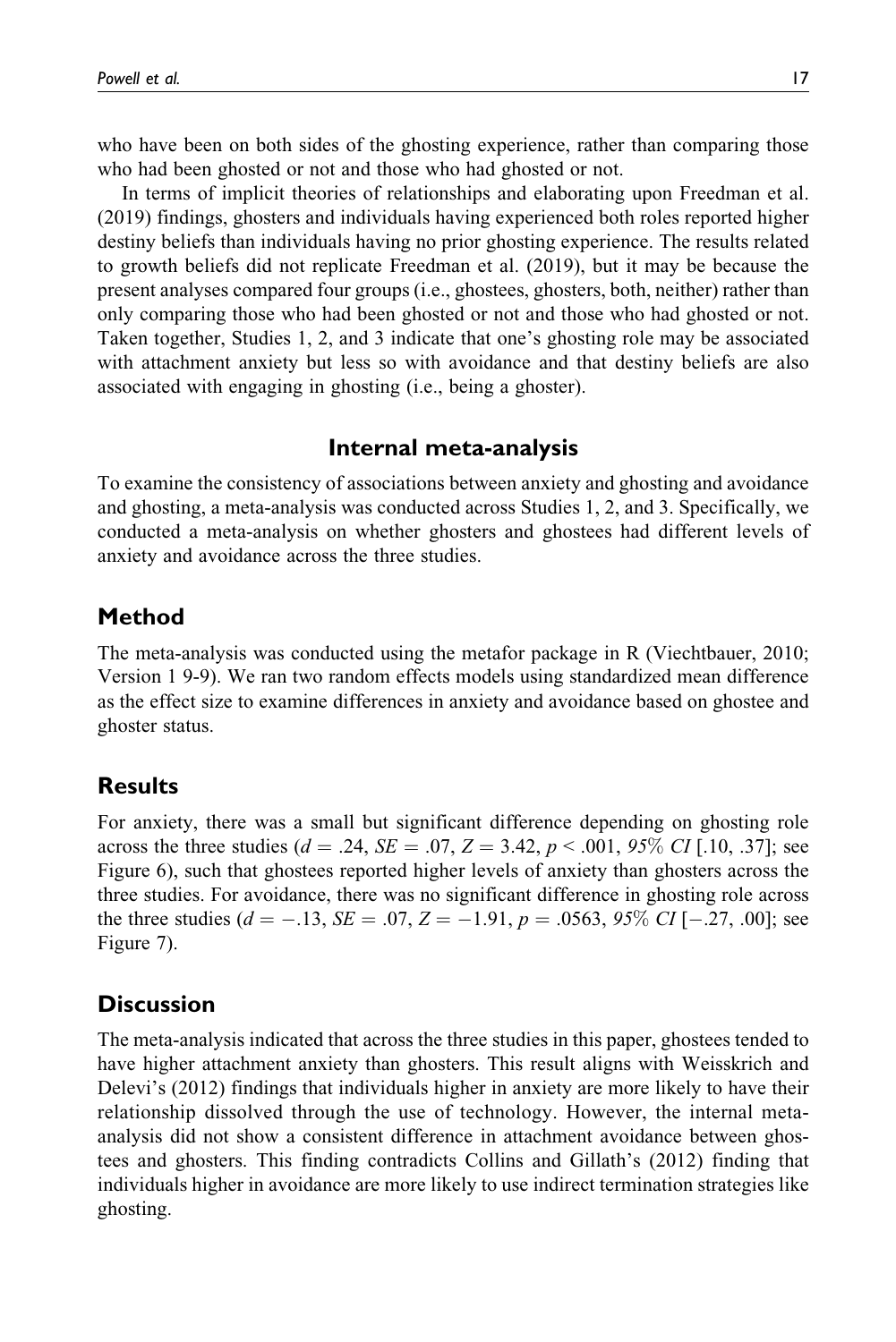who have been on both sides of the ghosting experience, rather than comparing those who had been ghosted or not and those who had ghosted or not.

In terms of implicit theories of relationships and elaborating upon Freedman et al. (2019) findings, ghosters and individuals having experienced both roles reported higher destiny beliefs than individuals having no prior ghosting experience. The results related to growth beliefs did not replicate Freedman et al. (2019), but it may be because the present analyses compared four groups (i.e., ghostees, ghosters, both, neither) rather than only comparing those who had been ghosted or not and those who had ghosted or not. Taken together, Studies 1, 2, and 3 indicate that one's ghosting role may be associated with attachment anxiety but less so with avoidance and that destiny beliefs are also associated with engaging in ghosting (i.e., being a ghoster).

## Internal meta-analysis

To examine the consistency of associations between anxiety and ghosting and avoidance and ghosting, a meta-analysis was conducted across Studies 1, 2, and 3. Specifically, we conducted a meta-analysis on whether ghosters and ghostees had different levels of anxiety and avoidance across the three studies.

## Method

The meta-analysis was conducted using the metafor package in R (Viechtbauer, 2010; Version 1 9-9). We ran two random effects models using standardized mean difference as the effect size to examine differences in anxiety and avoidance based on ghostee and ghoster status.

## Results

For anxiety, there was a small but significant difference depending on ghosting role across the three studies ($d = .24$, $SE = .07$, $Z = 3.42$, $p < .001$, *95% CI* [.10, .37]; see Figure 6), such that ghostees reported higher levels of anxiety than ghosters across the three studies. For avoidance, there was no significant difference in ghosting role across the three studies ($d = -.13$, $SE = .07$, $Z = -1.91$, $p = .0563$, *95% CI* [−.27, .00]; see Figure 7).

## Discussion

The meta-analysis indicated that across the three studies in this paper, ghostees tended to have higher attachment anxiety than ghosters. This result aligns with Weisskrich and Delevi's (2012) findings that individuals higher in anxiety are more likely to have their relationship dissolved through the use of technology. However, the internal meta-analysis did not show a consistent difference in attachment avoidance between ghostees and ghosters. This finding contradicts Collins and Gillath's (2012) finding that individuals higher in avoidance are more likely to use indirect termination strategies like ghosting.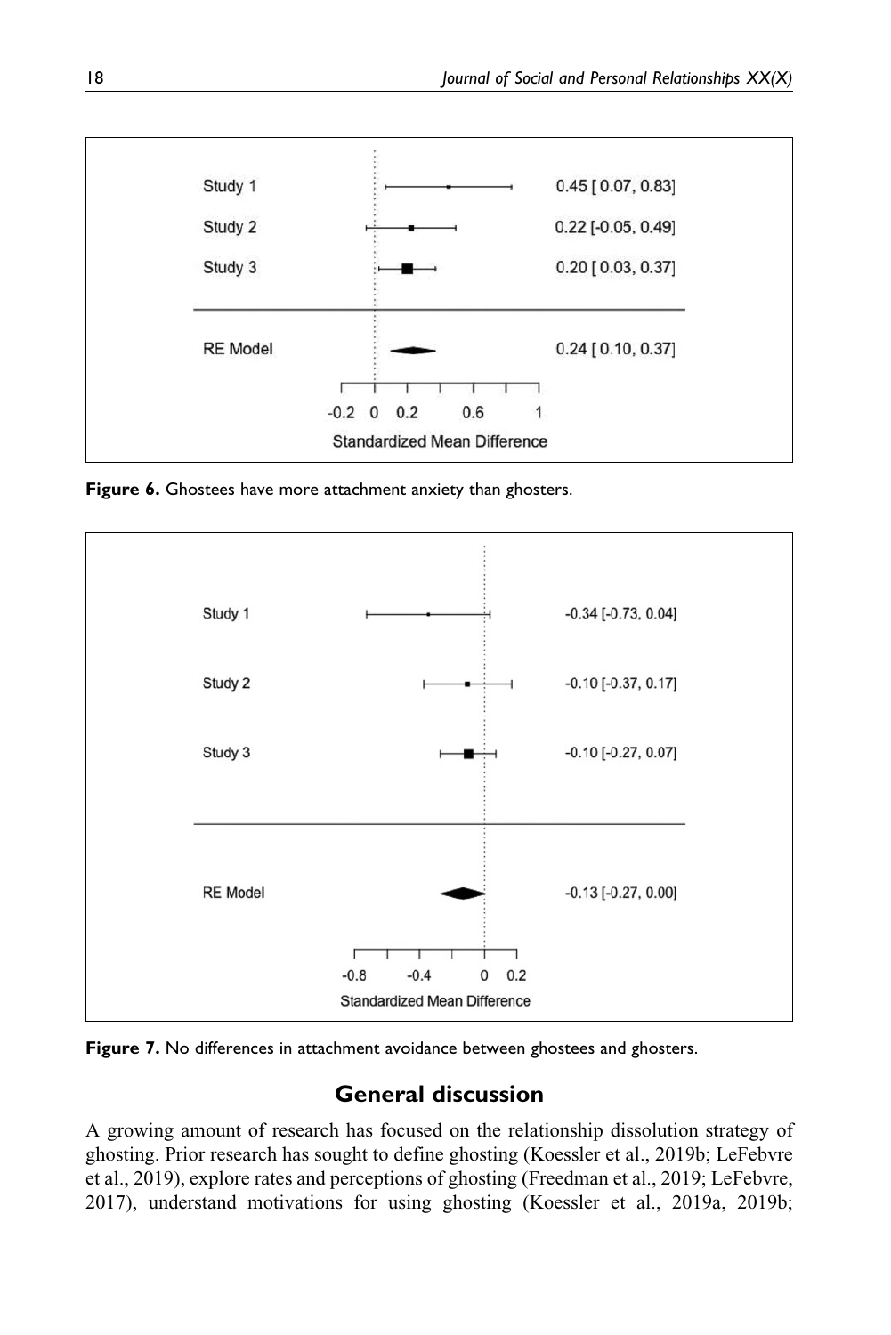Figure 6. Ghostees have more attachment anxiety than ghosters.

Figure 7. No differences in attachment avoidance between ghostees and ghosters.

## General discussion

A growing amount of research has focused on the relationship dissolution strategy of ghosting. Prior research has sought to define ghosting (Koessler et al., 2019b; LeFebvre et al., 2019), explore rates and perceptions of ghosting (Freedman et al., 2019; LeFebvre, 2017), understand motivations for using ghosting (Koessler et al., 2019a, 2019b;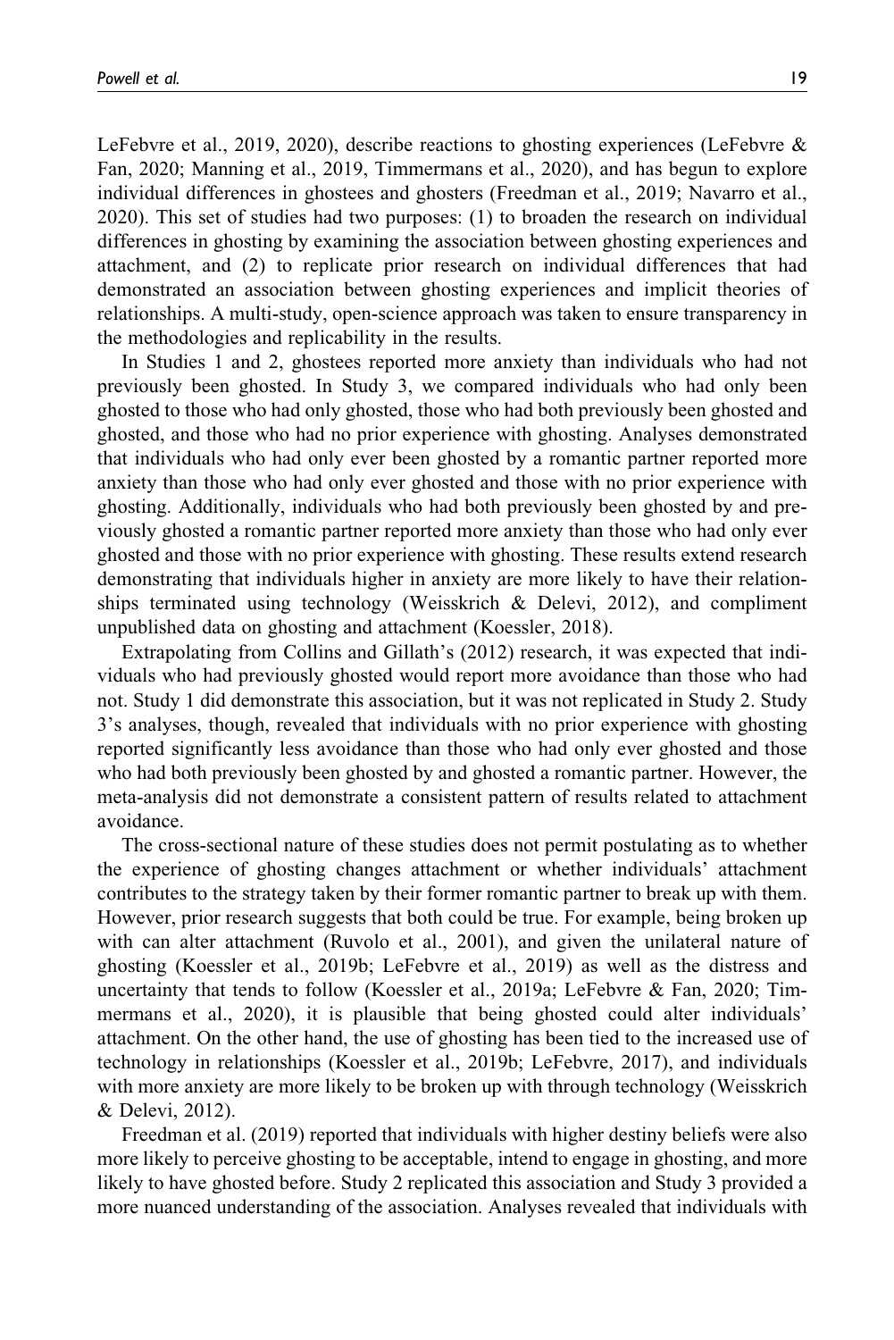LeFebvre et al., 2019, 2020), describe reactions to ghosting experiences (LeFebvre & Fan, 2020; Manning et al., 2019, Timmermans et al., 2020), and has begun to explore individual differences in ghostees and ghosters (Freedman et al., 2019; Navarro et al., 2020). This set of studies had two purposes: (1) to broaden the research on individual differences in ghosting by examining the association between ghosting experiences and attachment, and (2) to replicate prior research on individual differences that had demonstrated an association between ghosting experiences and implicit theories of relationships. A multi-study, open-science approach was taken to ensure transparency in the methodologies and replicability in the results.

In Studies 1 and 2, ghostees reported more anxiety than individuals who had not previously been ghosted. In Study 3, we compared individuals who had only been ghosted to those who had only ghosted, those who had both previously been ghosted and ghosted, and those who had no prior experience with ghosting. Analyses demonstrated that individuals who had only ever been ghosted by a romantic partner reported more anxiety than those who had only ever ghosted and those with no prior experience with ghosting. Additionally, individuals who had both previously been ghosted by and previously ghosted a romantic partner reported more anxiety than those who had only ever ghosted and those with no prior experience with ghosting. These results extend research demonstrating that individuals higher in anxiety are more likely to have their relationships terminated using technology (Weisskrich & Delevi, 2012), and compliment unpublished data on ghosting and attachment (Koessler, 2018).

Extrapolating from Collins and Gillath's (2012) research, it was expected that individuals who had previously ghosted would report more avoidance than those who had not. Study 1 did demonstrate this association, but it was not replicated in Study 2. Study 3's analyses, though, revealed that individuals with no prior experience with ghosting reported significantly less avoidance than those who had only ever ghosted and those who had both previously been ghosted by and ghosted a romantic partner. However, the meta-analysis did not demonstrate a consistent pattern of results related to attachment avoidance.

The cross-sectional nature of these studies does not permit postulating as to whether the experience of ghosting changes attachment or whether individuals' attachment contributes to the strategy taken by their former romantic partner to break up with them. However, prior research suggests that both could be true. For example, being broken up with can alter attachment (Ruvolo et al., 2001), and given the unilateral nature of ghosting (Koessler et al., 2019b; LeFebvre et al., 2019) as well as the distress and uncertainty that tends to follow (Koessler et al., 2019a; LeFebvre & Fan, 2020; Timmermans et al., 2020), it is plausible that being ghosted could alter individuals' attachment. On the other hand, the use of ghosting has been tied to the increased use of technology in relationships (Koessler et al., 2019b; LeFebvre, 2017), and individuals with more anxiety are more likely to be broken up with through technology (Weisskrich & Delevi, 2012).

Freedman et al. (2019) reported that individuals with higher destiny beliefs were also more likely to perceive ghosting to be acceptable, intend to engage in ghosting, and more likely to have ghosted before. Study 2 replicated this association and Study 3 provided a more nuanced understanding of the association. Analyses revealed that individuals with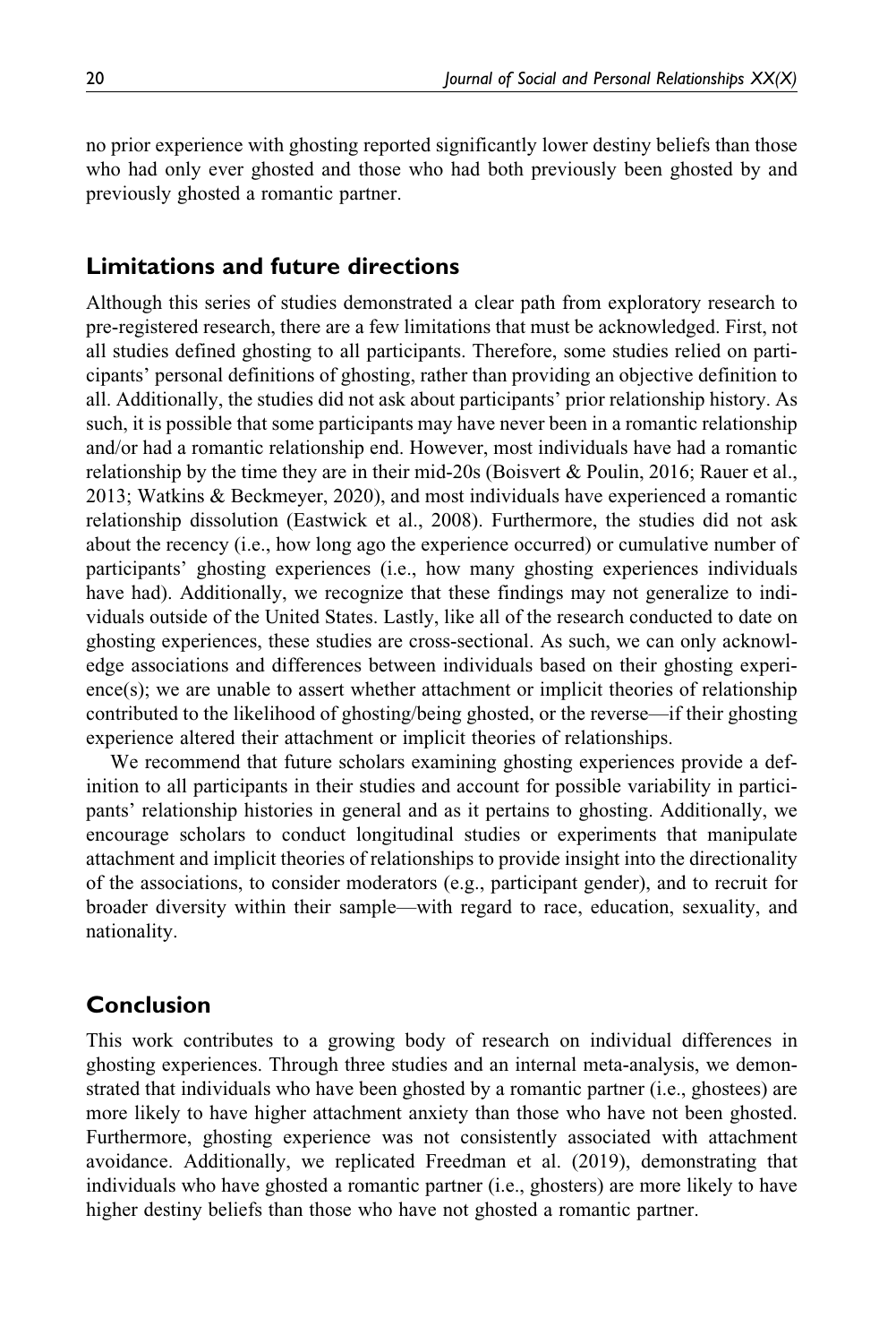no prior experience with ghosting reported significantly lower destiny beliefs than those who had only ever ghosted and those who had both previously been ghosted by and previously ghosted a romantic partner.

## Limitations and future directions

Although this series of studies demonstrated a clear path from exploratory research to pre-registered research, there are a few limitations that must be acknowledged. First, not all studies defined ghosting to all participants. Therefore, some studies relied on participants' personal definitions of ghosting, rather than providing an objective definition to all. Additionally, the studies did not ask about participants' prior relationship history. As such, it is possible that some participants may have never been in a romantic relationship and/or had a romantic relationship end. However, most individuals have had a romantic relationship by the time they are in their mid-20s (Boisvert & Poulin, 2016; Rauer et al., 2013; Watkins & Beckmeyer, 2020), and most individuals have experienced a romantic relationship dissolution (Eastwick et al., 2008). Furthermore, the studies did not ask about the recency (i.e., how long ago the experience occurred) or cumulative number of participants' ghosting experiences (i.e., how many ghosting experiences individuals have had). Additionally, we recognize that these findings may not generalize to individuals outside of the United States. Lastly, like all of the research conducted to date on ghosting experiences, these studies are cross-sectional. As such, we can only acknowledge associations and differences between individuals based on their ghosting experience(s); we are unable to assert whether attachment or implicit theories of relationship contributed to the likelihood of ghosting/being ghosted, or the reverse—if their ghosting experience altered their attachment or implicit theories of relationships.

We recommend that future scholars examining ghosting experiences provide a definition to all participants in their studies and account for possible variability in participants' relationship histories in general and as it pertains to ghosting. Additionally, we encourage scholars to conduct longitudinal studies or experiments that manipulate attachment and implicit theories of relationships to provide insight into the directionality of the associations, to consider moderators (e.g., participant gender), and to recruit for broader diversity within their sample—with regard to race, education, sexuality, and nationality.

## Conclusion

This work contributes to a growing body of research on individual differences in ghosting experiences. Through three studies and an internal meta-analysis, we demonstrated that individuals who have been ghosted by a romantic partner (i.e., ghostees) are more likely to have higher attachment anxiety than those who have not been ghosted. Furthermore, ghosting experience was not consistently associated with attachment avoidance. Additionally, we replicated Freedman et al. (2019), demonstrating that individuals who have ghosted a romantic partner (i.e., ghosters) are more likely to have higher destiny beliefs than those who have not ghosted a romantic partner.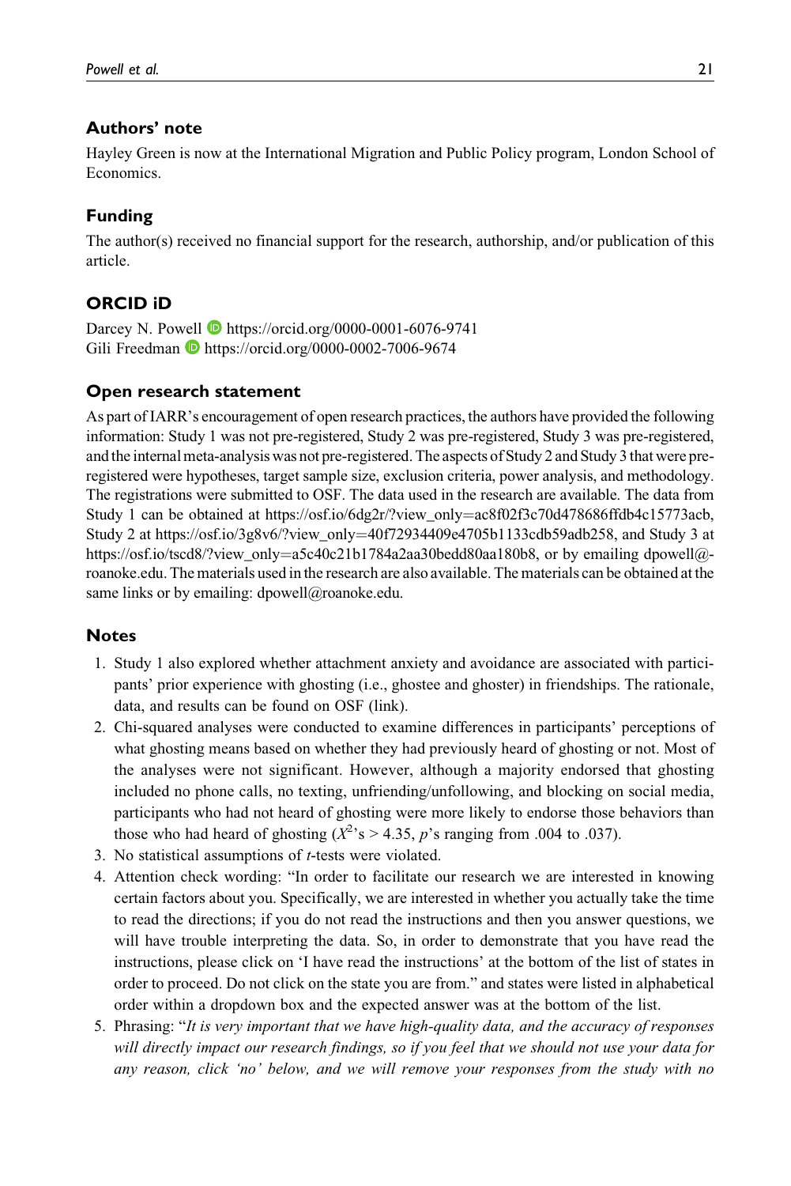## Authors' note

Hayley Green is now at the International Migration and Public Policy program, London School of Economics.

## Funding

The author(s) received no financial support for the research, authorship, and/or publication of this article.

## ORCID iD

Darcey N. Powell https://orcid.org/0000-0001-6076-9741
Gili Freedman https://orcid.org/0000-0002-7006-9674

## Open research statement

As part of IARR's encouragement of open research practices, the authors have provided the following information: Study 1 was not pre-registered, Study 2 was pre-registered, Study 3 was pre-registered, and the internal meta-analysis was not pre-registered. The aspects of Study 2 and Study 3 that were pre-registered were hypotheses, target sample size, exclusion criteria, power analysis, and methodology. The registrations were submitted to OSF. The data used in the research are available. The data from Study 1 can be obtained at https://osf.io/6dg2r/?view_only=ac8f02f3c70d478686ffdb4c15773acb, Study 2 at https://osf.io/3g8v6/?view_only=40f72934409e4705b1133cdb59adb258, and Study 3 at https://osf.io/tscd8/?view_only=a5c40c21b1784a2aa30bedd80aa180b8, or by emailing dpowell@roanoke.edu. The materials used in the research are also available. The materials can be obtained at the same links or by emailing: dpowell@roanoke.edu.

## Notes

1. Study 1 also explored whether attachment anxiety and avoidance are associated with participants' prior experience with ghosting (i.e., ghostee and ghoster) in friendships. The rationale, data, and results can be found on OSF (link).
2. Chi-squared analyses were conducted to examine differences in participants' perceptions of what ghosting means based on whether they had previously heard of ghosting or not. Most of the analyses were not significant. However, although a majority endorsed that ghosting included no phone calls, no texting, unfriending/unfollowing, and blocking on social media, participants who had not heard of ghosting were more likely to endorse those behaviors than those who had heard of ghosting ($X^2$'s > 4.35, *p*'s ranging from .004 to .037).
3. No statistical assumptions of *t*-tests were violated.
4. Attention check wording: "In order to facilitate our research we are interested in knowing certain factors about you. Specifically, we are interested in whether you actually take the time to read the directions; if you do not read the instructions and then you answer questions, we will have trouble interpreting the data. So, in order to demonstrate that you have read the instructions, please click on 'I have read the instructions' at the bottom of the list of states in order to proceed. Do not click on the state you are from." and states were listed in alphabetical order within a dropdown box and the expected answer was at the bottom of the list.
5. Phrasing: "*It is very important that we have high-quality data, and the accuracy of responses will directly impact our research findings, so if you feel that we should not use your data for any reason, click 'no' below, and we will remove your responses from the study with no*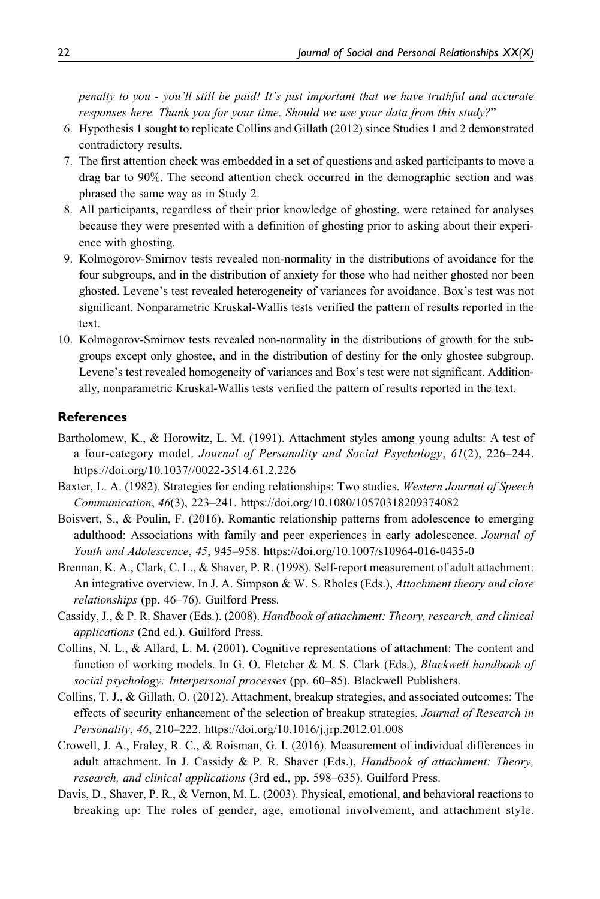*penalty to you - you'll still be paid! It's just important that we have truthful and accurate responses here. Thank you for your time. Should we use your data from this study?*"

6. Hypothesis 1 sought to replicate Collins and Gillath (2012) since Studies 1 and 2 demonstrated contradictory results.
7. The first attention check was embedded in a set of questions and asked participants to move a drag bar to 90%. The second attention check occurred in the demographic section and was phrased the same way as in Study 2.
8. All participants, regardless of their prior knowledge of ghosting, were retained for analyses because they were presented with a definition of ghosting prior to asking about their experience with ghosting.
9. Kolmogorov-Smirnov tests revealed non-normality in the distributions of avoidance for the four subgroups, and in the distribution of anxiety for those who had neither ghosted nor been ghosted. Levene's test revealed heterogeneity of variances for avoidance. Box's test was not significant. Nonparametric Kruskal-Wallis tests verified the pattern of results reported in the text.
10. Kolmogorov-Smirnov tests revealed non-normality in the distributions of growth for the subgroups except only ghostee, and in the distribution of destiny for the only ghostee subgroup. Levene's test revealed homogeneity of variances and Box's test were not significant. Additionally, nonparametric Kruskal-Wallis tests verified the pattern of results reported in the text.

## References

Bartholomew, K., & Horowitz, L. M. (1991). Attachment styles among young adults: A test of a four-category model. *Journal of Personality and Social Psychology*, *61*(2), 226–244. https://doi.org/10.1037//0022-3514.61.2.226

Baxter, L. A. (1982). Strategies for ending relationships: Two studies. *Western Journal of Speech Communication*, *46*(3), 223–241. https://doi.org/10.1080/10570318209374082

Boisvert, S., & Poulin, F. (2016). Romantic relationship patterns from adolescence to emerging adulthood: Associations with family and peer experiences in early adolescence. *Journal of Youth and Adolescence*, *45*, 945–958. https://doi.org/10.1007/s10964-016-0435-0

Brennan, K. A., Clark, C. L., & Shaver, P. R. (1998). Self-report measurement of adult attachment: An integrative overview. In J. A. Simpson & W. S. Rholes (Eds.), *Attachment theory and close relationships* (pp. 46–76). Guilford Press.

Cassidy, J., & P. R. Shaver (Eds.). (2008). *Handbook of attachment: Theory, research, and clinical applications* (2nd ed.). Guilford Press.

Collins, N. L., & Allard, L. M. (2001). Cognitive representations of attachment: The content and function of working models. In G. O. Fletcher & M. S. Clark (Eds.), *Blackwell handbook of social psychology: Interpersonal processes* (pp. 60–85). Blackwell Publishers.

Collins, T. J., & Gillath, O. (2012). Attachment, breakup strategies, and associated outcomes: The effects of security enhancement of the selection of breakup strategies. *Journal of Research in Personality*, *46*, 210–222. https://doi.org/10.1016/j.jrp.2012.01.008

Crowell, J. A., Fraley, R. C., & Roisman, G. I. (2016). Measurement of individual differences in adult attachment. In J. Cassidy & P. R. Shaver (Eds.), *Handbook of attachment: Theory, research, and clinical applications* (3rd ed., pp. 598–635). Guilford Press.

Davis, D., Shaver, P. R., & Vernon, M. L. (2003). Physical, emotional, and behavioral reactions to breaking up: The roles of gender, age, emotional involvement, and attachment style.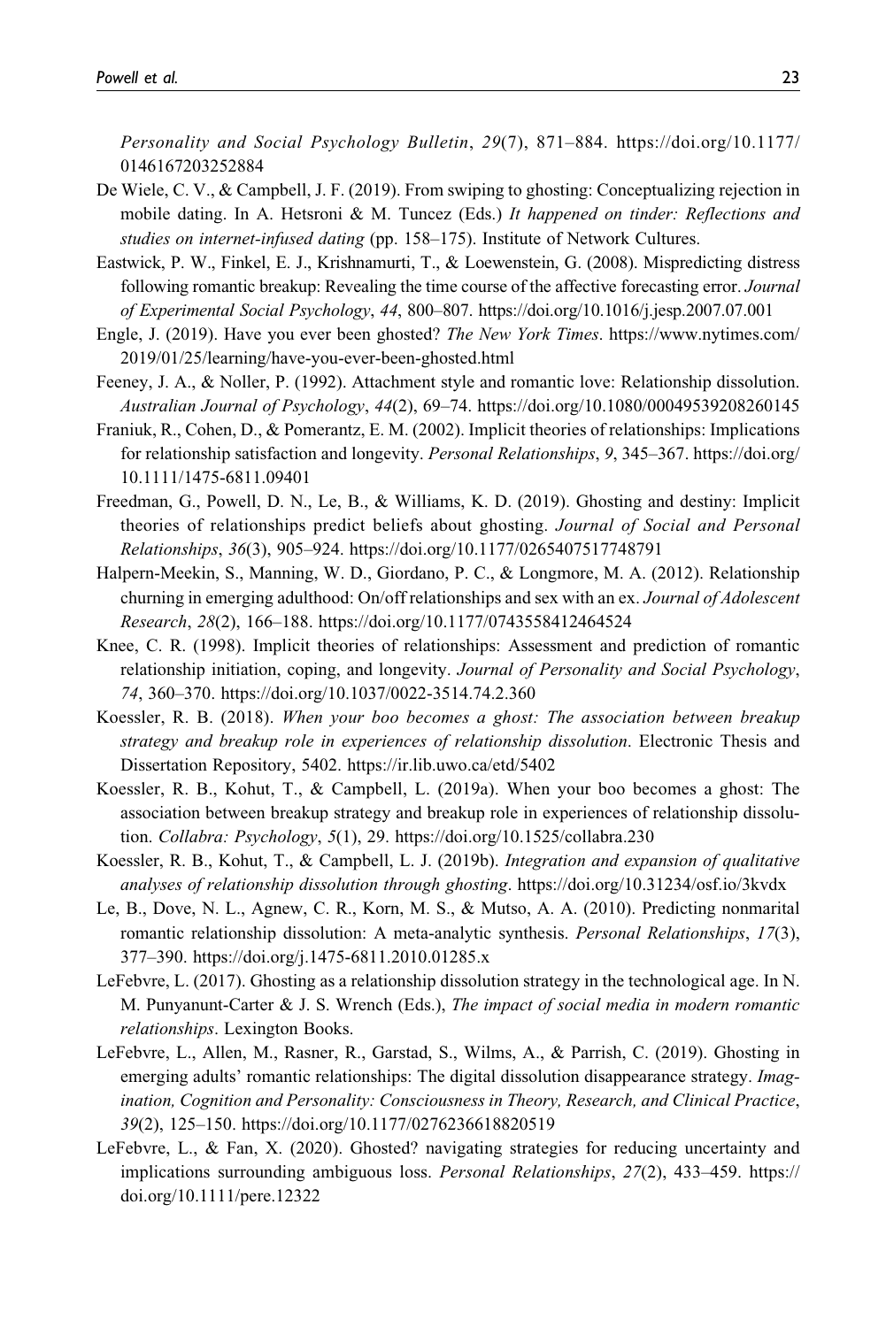*Personality and Social Psychology Bulletin*, *29*(7), 871–884. https://doi.org/10.1177/0146167203252884

De Wiele, C. V., & Campbell, J. F. (2019). From swiping to ghosting: Conceptualizing rejection in mobile dating. In A. Hetsroni & M. Tuncez (Eds.) *It happened on tinder: Reflections and studies on internet-infused dating* (pp. 158–175). Institute of Network Cultures.

Eastwick, P. W., Finkel, E. J., Krishnamurti, T., & Loewenstein, G. (2008). Mispredicting distress following romantic breakup: Revealing the time course of the affective forecasting error. *Journal of Experimental Social Psychology*, *44*, 800–807. https://doi.org/10.1016/j.jesp.2007.07.001

Engle, J. (2019). Have you ever been ghosted? *The New York Times*. https://www.nytimes.com/2019/01/25/learning/have-you-ever-been-ghosted.html

Feeney, J. A., & Noller, P. (1992). Attachment style and romantic love: Relationship dissolution. *Australian Journal of Psychology*, *44*(2), 69–74. https://doi.org/10.1080/00049539208260145

Franiuk, R., Cohen, D., & Pomerantz, E. M. (2002). Implicit theories of relationships: Implications for relationship satisfaction and longevity. *Personal Relationships*, *9*, 345–367. https://doi.org/10.1111/1475-6811.09401

Freedman, G., Powell, D. N., Le, B., & Williams, K. D. (2019). Ghosting and destiny: Implicit theories of relationships predict beliefs about ghosting. *Journal of Social and Personal Relationships*, *36*(3), 905–924. https://doi.org/10.1177/0265407517748791

Halpern-Meekin, S., Manning, W. D., Giordano, P. C., & Longmore, M. A. (2012). Relationship churning in emerging adulthood: On/off relationships and sex with an ex. *Journal of Adolescent Research*, *28*(2), 166–188. https://doi.org/10.1177/0743558412464524

Knee, C. R. (1998). Implicit theories of relationships: Assessment and prediction of romantic relationship initiation, coping, and longevity. *Journal of Personality and Social Psychology*, *74*, 360–370. https://doi.org/10.1037/0022-3514.74.2.360

Koessler, R. B. (2018). *When your boo becomes a ghost: The association between breakup strategy and breakup role in experiences of relationship dissolution*. Electronic Thesis and Dissertation Repository, 5402. https://ir.lib.uwo.ca/etd/5402

Koessler, R. B., Kohut, T., & Campbell, L. (2019a). When your boo becomes a ghost: The association between breakup strategy and breakup role in experiences of relationship dissolution. *Collabra: Psychology*, *5*(1), 29. https://doi.org/10.1525/collabra.230

Koessler, R. B., Kohut, T., & Campbell, L. J. (2019b). *Integration and expansion of qualitative analyses of relationship dissolution through ghosting*. https://doi.org/10.31234/osf.io/3kvdx

Le, B., Dove, N. L., Agnew, C. R., Korn, M. S., & Mutso, A. A. (2010). Predicting nonmarital romantic relationship dissolution: A meta-analytic synthesis. *Personal Relationships*, *17*(3), 377–390. https://doi.org/j.1475-6811.2010.01285.x

LeFebvre, L. (2017). Ghosting as a relationship dissolution strategy in the technological age. In N. M. Punyanunt-Carter & J. S. Wrench (Eds.), *The impact of social media in modern romantic relationships*. Lexington Books.

LeFebvre, L., Allen, M., Rasner, R., Garstad, S., Wilms, A., & Parrish, C. (2019). Ghosting in emerging adults' romantic relationships: The digital dissolution disappearance strategy. *Imagination, Cognition and Personality: Consciousness in Theory, Research, and Clinical Practice*, *39*(2), 125–150. https://doi.org/10.1177/0276236618820519

LeFebvre, L., & Fan, X. (2020). Ghosted? navigating strategies for reducing uncertainty and implications surrounding ambiguous loss. *Personal Relationships*, *27*(2), 433–459. https://doi.org/10.1111/pere.12322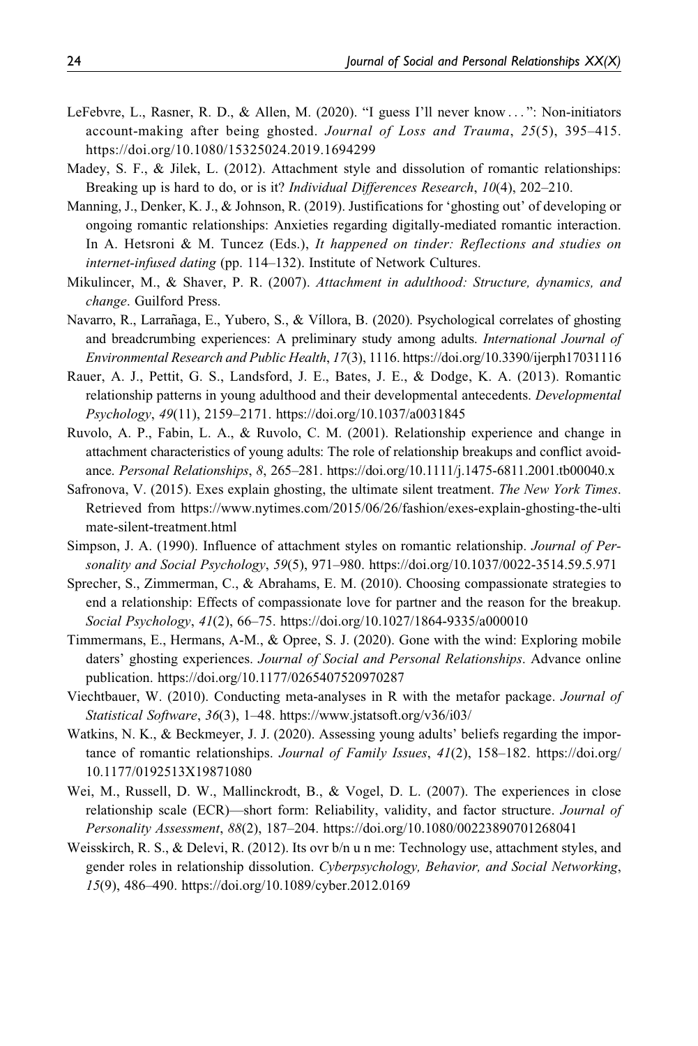LeFebvre, L., Rasner, R. D., & Allen, M. (2020). "I guess I'll never know . . . ": Non-initiators account-making after being ghosted. *Journal of Loss and Trauma*, *25*(5), 395–415. https://doi.org/10.1080/15325024.2019.1694299

Madey, S. F., & Jilek, L. (2012). Attachment style and dissolution of romantic relationships: Breaking up is hard to do, or is it? *Individual Differences Research*, *10*(4), 202–210.

Manning, J., Denker, K. J., & Johnson, R. (2019). Justifications for 'ghosting out' of developing or ongoing romantic relationships: Anxieties regarding digitally-mediated romantic interaction. In A. Hetsroni & M. Tuncez (Eds.), *It happened on tinder: Reflections and studies on internet-infused dating* (pp. 114–132). Institute of Network Cultures.

Mikulincer, M., & Shaver, P. R. (2007). *Attachment in adulthood: Structure, dynamics, and change*. Guilford Press.

Navarro, R., Larrañaga, E., Yubero, S., & Víllora, B. (2020). Psychological correlates of ghosting and breadcrumbing experiences: A preliminary study among adults. *International Journal of Environmental Research and Public Health*, *17*(3), 1116. https://doi.org/10.3390/ijerph17031116

Rauer, A. J., Pettit, G. S., Landsford, J. E., Bates, J. E., & Dodge, K. A. (2013). Romantic relationship patterns in young adulthood and their developmental antecedents. *Developmental Psychology*, *49*(11), 2159–2171. https://doi.org/10.1037/a0031845

Ruvolo, A. P., Fabin, L. A., & Ruvolo, C. M. (2001). Relationship experience and change in attachment characteristics of young adults: The role of relationship breakups and conflict avoidance. *Personal Relationships*, *8*, 265–281. https://doi.org/10.1111/j.1475-6811.2001.tb00040.x

Safronova, V. (2015). Exes explain ghosting, the ultimate silent treatment. *The New York Times*. Retrieved from https://www.nytimes.com/2015/06/26/fashion/exes-explain-ghosting-the-ultimate-silent-treatment.html

Simpson, J. A. (1990). Influence of attachment styles on romantic relationship. *Journal of Personality and Social Psychology*, *59*(5), 971–980. https://doi.org/10.1037/0022-3514.59.5.971

Sprecher, S., Zimmerman, C., & Abrahams, E. M. (2010). Choosing compassionate strategies to end a relationship: Effects of compassionate love for partner and the reason for the breakup. *Social Psychology*, *41*(2), 66–75. https://doi.org/10.1027/1864-9335/a000010

Timmermans, E., Hermans, A-M., & Opree, S. J. (2020). Gone with the wind: Exploring mobile daters' ghosting experiences. *Journal of Social and Personal Relationships*. Advance online publication. https://doi.org/10.1177/0265407520970287

Viechtbauer, W. (2010). Conducting meta-analyses in R with the metafor package. *Journal of Statistical Software*, *36*(3), 1–48. https://www.jstatsoft.org/v36/i03/

Watkins, N. K., & Beckmeyer, J. J. (2020). Assessing young adults' beliefs regarding the importance of romantic relationships. *Journal of Family Issues*, *41*(2), 158–182. https://doi.org/10.1177/0192513X19871080

Wei, M., Russell, D. W., Mallinckrodt, B., & Vogel, D. L. (2007). The experiences in close relationship scale (ECR)—short form: Reliability, validity, and factor structure. *Journal of Personality Assessment*, *88*(2), 187–204. https://doi.org/10.1080/00223890701268041

Weisskirch, R. S., & Delevi, R. (2012). Its ovr b/n u n me: Technology use, attachment styles, and gender roles in relationship dissolution. *Cyberpsychology, Behavior, and Social Networking*, *15*(9), 486–490. https://doi.org/10.1089/cyber.2012.0169